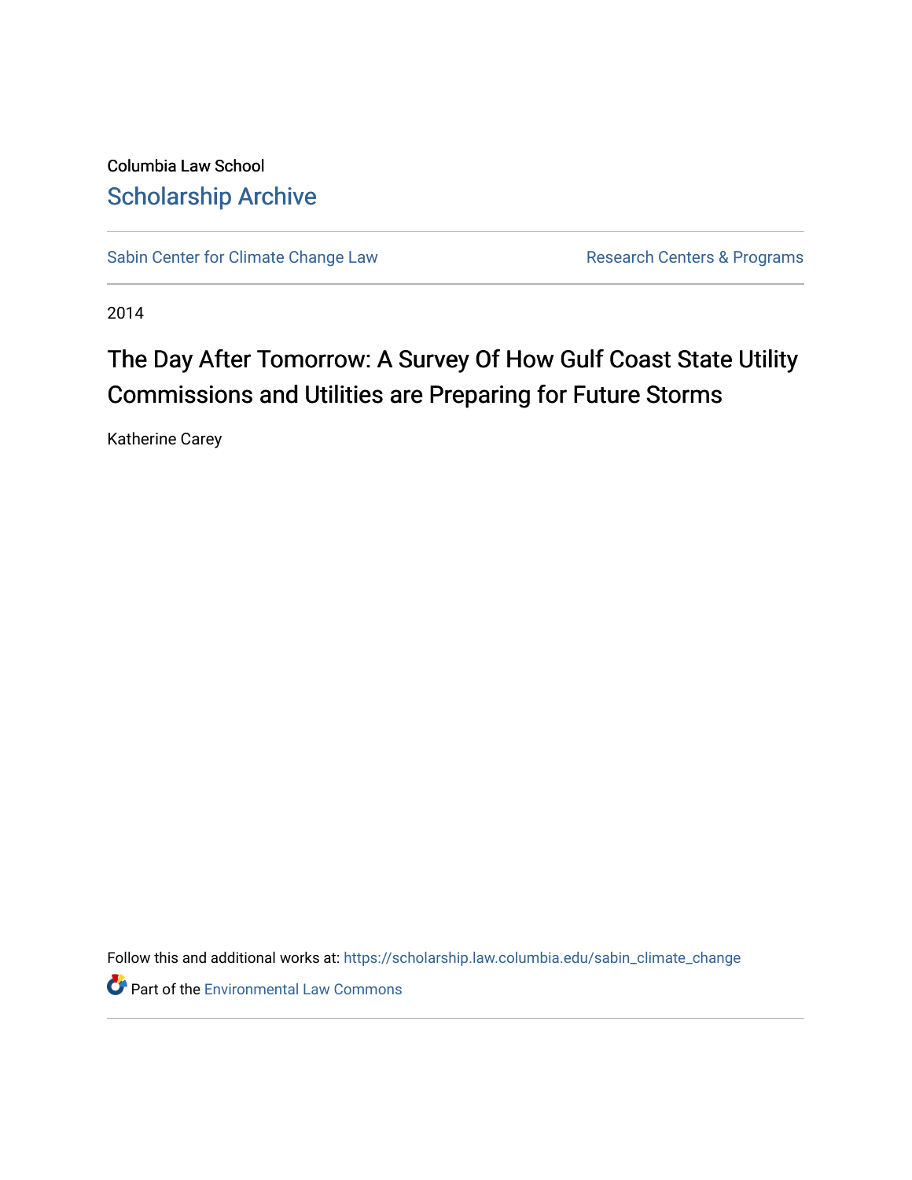Columbia Law School

# Scholarship Archive

Sabin Center for Climate Change Law | Research Centers & Programs

2014

## The Day After Tomorrow: A Survey Of How Gulf Coast State Utility Commissions and Utilities are Preparing for Future Storms

Katherine Carey

Follow this and additional works at: https://scholarship.law.columbia.edu/sabin_climate_change

Part of the Environmental Law Commons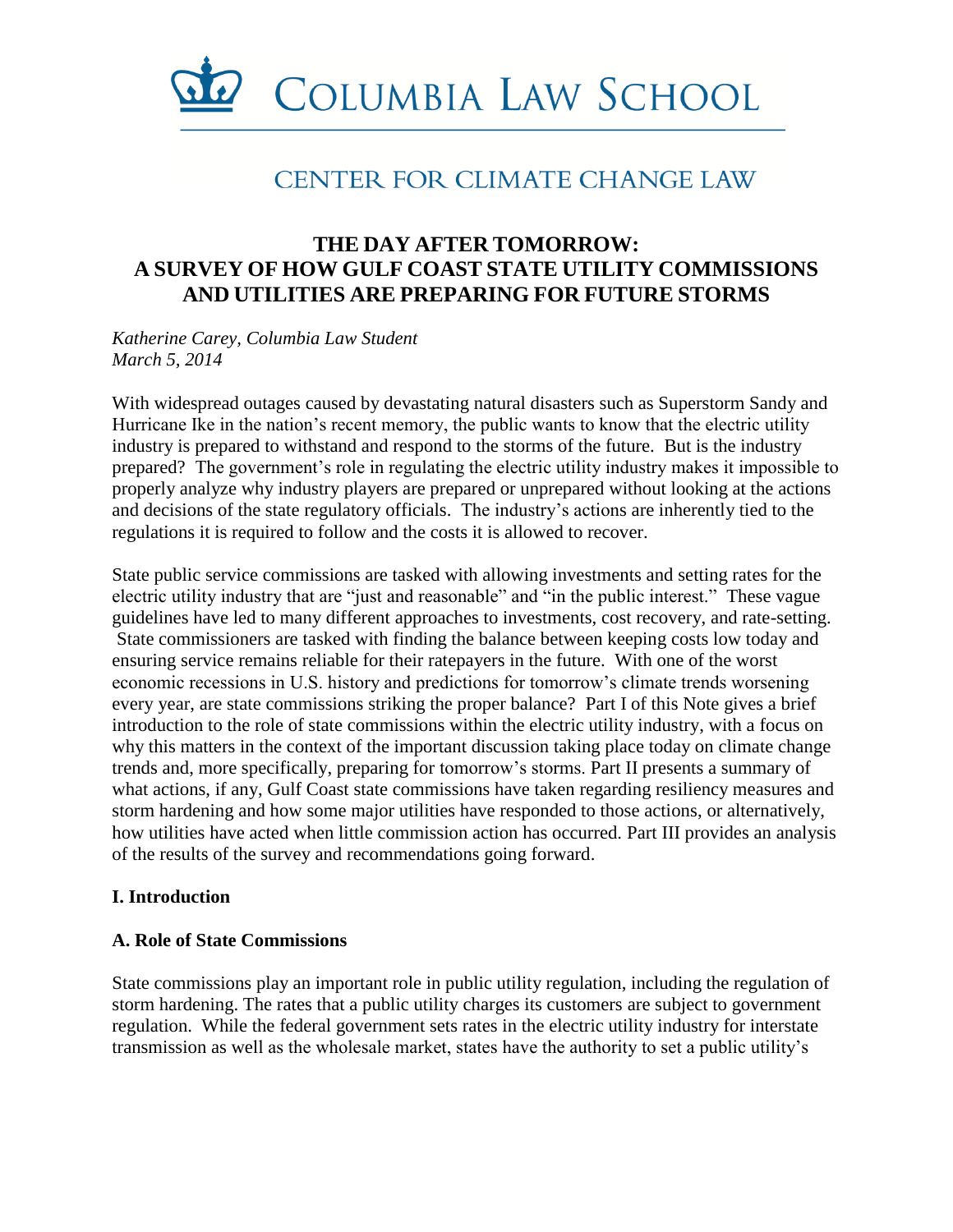# COLUMBIA LAW SCHOOL

## CENTER FOR CLIMATE CHANGE LAW

## THE DAY AFTER TOMORROW: A SURVEY OF HOW GULF COAST STATE UTILITY COMMISSIONS AND UTILITIES ARE PREPARING FOR FUTURE STORMS

*Katherine Carey, Columbia Law Student*
*March 5, 2014*

With widespread outages caused by devastating natural disasters such as Superstorm Sandy and Hurricane Ike in the nation's recent memory, the public wants to know that the electric utility industry is prepared to withstand and respond to the storms of the future. But is the industry prepared? The government's role in regulating the electric utility industry makes it impossible to properly analyze why industry players are prepared or unprepared without looking at the actions and decisions of the state regulatory officials. The industry's actions are inherently tied to the regulations it is required to follow and the costs it is allowed to recover.

State public service commissions are tasked with allowing investments and setting rates for the electric utility industry that are "just and reasonable" and "in the public interest." These vague guidelines have led to many different approaches to investments, cost recovery, and rate-setting. State commissioners are tasked with finding the balance between keeping costs low today and ensuring service remains reliable for their ratepayers in the future. With one of the worst economic recessions in U.S. history and predictions for tomorrow's climate trends worsening every year, are state commissions striking the proper balance? Part I of this Note gives a brief introduction to the role of state commissions within the electric utility industry, with a focus on why this matters in the context of the important discussion taking place today on climate change trends and, more specifically, preparing for tomorrow's storms. Part II presents a summary of what actions, if any, Gulf Coast state commissions have taken regarding resiliency measures and storm hardening and how some major utilities have responded to those actions, or alternatively, how utilities have acted when little commission action has occurred. Part III provides an analysis of the results of the survey and recommendations going forward.

### I. Introduction

### A. Role of State Commissions

State commissions play an important role in public utility regulation, including the regulation of storm hardening. The rates that a public utility charges its customers are subject to government regulation. While the federal government sets rates in the electric utility industry for interstate transmission as well as the wholesale market, states have the authority to set a public utility's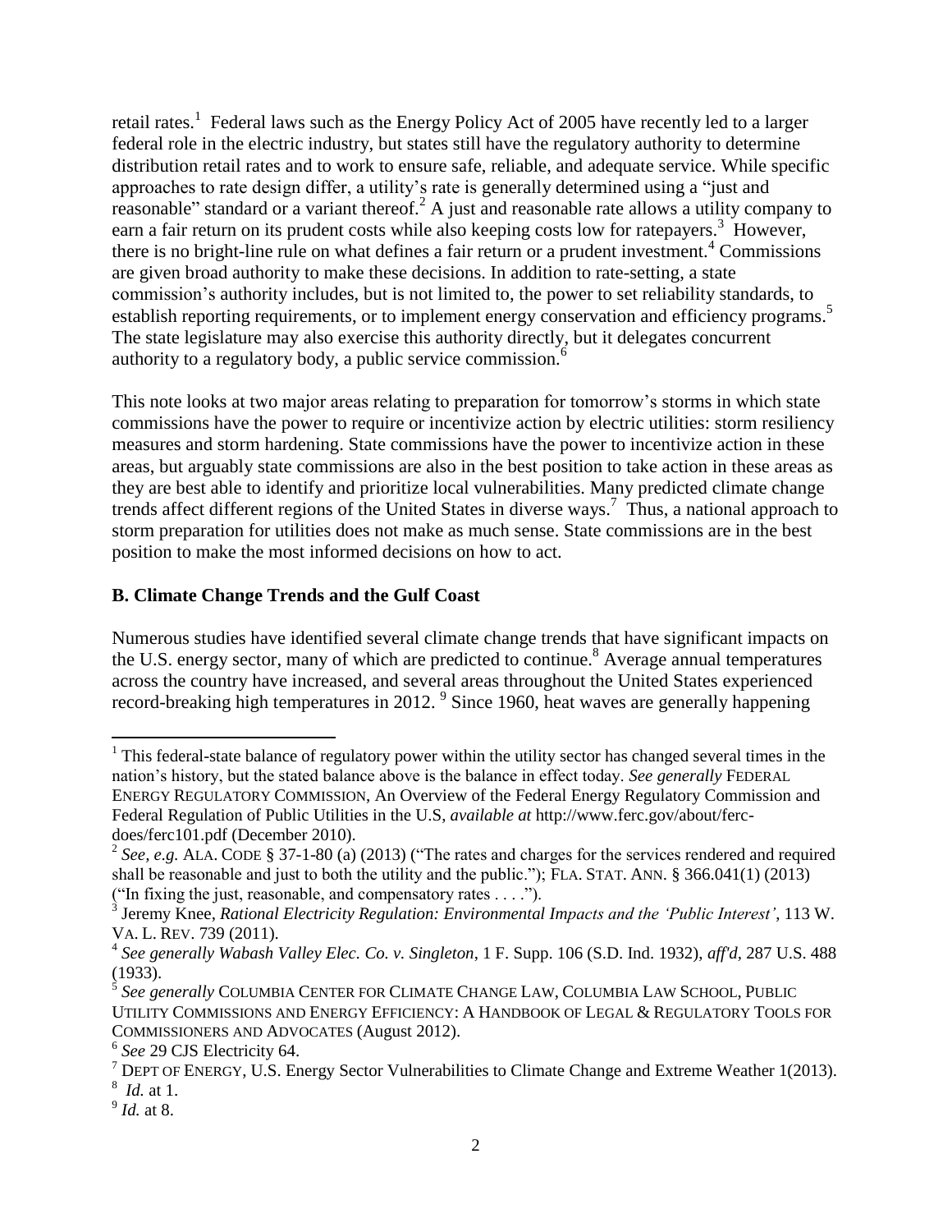retail rates.[1] Federal laws such as the Energy Policy Act of 2005 have recently led to a larger federal role in the electric industry, but states still have the regulatory authority to determine distribution retail rates and to work to ensure safe, reliable, and adequate service. While specific approaches to rate design differ, a utility's rate is generally determined using a "just and reasonable" standard or a variant thereof.[2] A just and reasonable rate allows a utility company to earn a fair return on its prudent costs while also keeping costs low for ratepayers.[3] However, there is no bright-line rule on what defines a fair return or a prudent investment.[4] Commissions are given broad authority to make these decisions. In addition to rate-setting, a state commission's authority includes, but is not limited to, the power to set reliability standards, to establish reporting requirements, or to implement energy conservation and efficiency programs.[5] The state legislature may also exercise this authority directly, but it delegates concurrent authority to a regulatory body, a public service commission.[6]

This note looks at two major areas relating to preparation for tomorrow's storms in which state commissions have the power to require or incentivize action by electric utilities: storm resiliency measures and storm hardening. State commissions have the power to incentivize action in these areas, but arguably state commissions are also in the best position to take action in these areas as they are best able to identify and prioritize local vulnerabilities. Many predicted climate change trends affect different regions of the United States in diverse ways.[7] Thus, a national approach to storm preparation for utilities does not make as much sense. State commissions are in the best position to make the most informed decisions on how to act.

**B. Climate Change Trends and the Gulf Coast**

Numerous studies have identified several climate change trends that have significant impacts on the U.S. energy sector, many of which are predicted to continue.[8] Average annual temperatures across the country have increased, and several areas throughout the United States experienced record-breaking high temperatures in 2012.[9] Since 1960, heat waves are generally happening

---

[1] This federal-state balance of regulatory power within the utility sector has changed several times in the nation's history, but the stated balance above is the balance in effect today. *See generally* FEDERAL ENERGY REGULATORY COMMISSION, An Overview of the Federal Energy Regulatory Commission and Federal Regulation of Public Utilities in the U.S, *available at* http://www.ferc.gov/about/ferc-does/ferc101.pdf (December 2010).

[2] *See, e.g.* ALA. CODE § 37-1-80 (a) (2013) ("The rates and charges for the services rendered and required shall be reasonable and just to both the utility and the public."); FLA. STAT. ANN. § 366.041(1) (2013) ("In fixing the just, reasonable, and compensatory rates . . . .").

[3] Jeremy Knee, *Rational Electricity Regulation: Environmental Impacts and the 'Public Interest'*, 113 W. VA. L. REV. 739 (2011).

[4] *See generally Wabash Valley Elec. Co. v. Singleton*, 1 F. Supp. 106 (S.D. Ind. 1932), *aff'd*, 287 U.S. 488 (1933).

[5] *See generally* COLUMBIA CENTER FOR CLIMATE CHANGE LAW, COLUMBIA LAW SCHOOL, PUBLIC UTILITY COMMISSIONS AND ENERGY EFFICIENCY: A HANDBOOK OF LEGAL & REGULATORY TOOLS FOR COMMISSIONERS AND ADVOCATES (August 2012).

[6] *See* 29 CJS Electricity 64.

[7] DEPT OF ENERGY, U.S. Energy Sector Vulnerabilities to Climate Change and Extreme Weather 1(2013).

[8] *Id.* at 1.

[9] *Id.* at 8.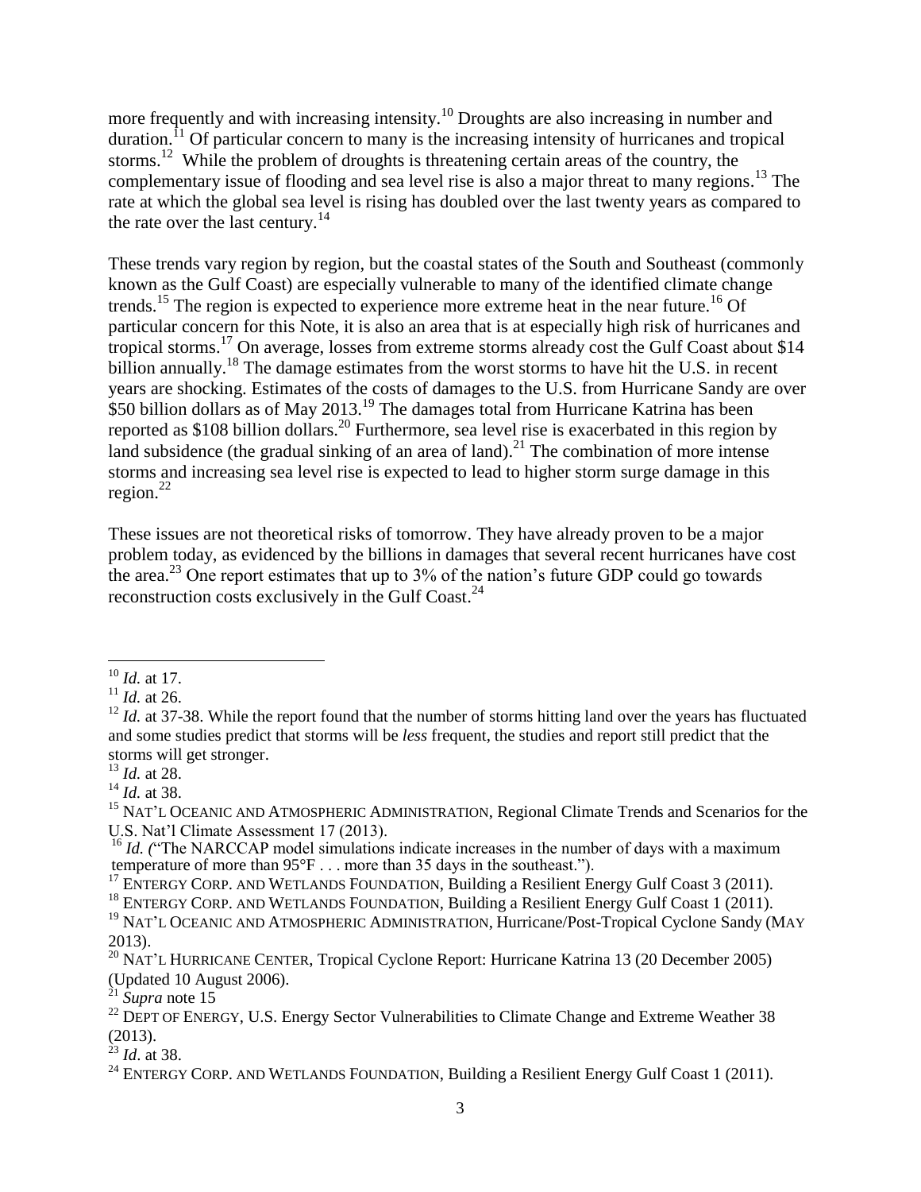more frequently and with increasing intensity.[10] Droughts are also increasing in number and duration.[11] Of particular concern to many is the increasing intensity of hurricanes and tropical storms.[12] While the problem of droughts is threatening certain areas of the country, the complementary issue of flooding and sea level rise is also a major threat to many regions.[13] The rate at which the global sea level is rising has doubled over the last twenty years as compared to the rate over the last century.[14]

These trends vary region by region, but the coastal states of the South and Southeast (commonly known as the Gulf Coast) are especially vulnerable to many of the identified climate change trends.[15] The region is expected to experience more extreme heat in the near future.[16] Of particular concern for this Note, it is also an area that is at especially high risk of hurricanes and tropical storms.[17] On average, losses from extreme storms already cost the Gulf Coast about $14 billion annually.[18] The damage estimates from the worst storms to have hit the U.S. in recent years are shocking. Estimates of the costs of damages to the U.S. from Hurricane Sandy are over $50 billion dollars as of May 2013.[19] The damages total from Hurricane Katrina has been reported as $108 billion dollars.[20] Furthermore, sea level rise is exacerbated in this region by land subsidence (the gradual sinking of an area of land).[21] The combination of more intense storms and increasing sea level rise is expected to lead to higher storm surge damage in this region.[22]

These issues are not theoretical risks of tomorrow. They have already proven to be a major problem today, as evidenced by the billions in damages that several recent hurricanes have cost the area.[23] One report estimates that up to 3% of the nation's future GDP could go towards reconstruction costs exclusively in the Gulf Coast.[24]

---

[10] *Id.* at 17.

[11] *Id.* at 26.

[12] *Id.* at 37-38. While the report found that the number of storms hitting land over the years has fluctuated and some studies predict that storms will be *less* frequent, the studies and report still predict that the storms will get stronger.

[13] *Id.* at 28.

[14] *Id.* at 38.

[15] NAT'L OCEANIC AND ATMOSPHERIC ADMINISTRATION, Regional Climate Trends and Scenarios for the U.S. Nat'l Climate Assessment 17 (2013).

[16] *Id. (*"The NARCCAP model simulations indicate increases in the number of days with a maximum temperature of more than 95°F . . . more than 35 days in the southeast.").

[17] ENTERGY CORP. AND WETLANDS FOUNDATION, Building a Resilient Energy Gulf Coast 3 (2011).

[18] ENTERGY CORP. AND WETLANDS FOUNDATION, Building a Resilient Energy Gulf Coast 1 (2011).

[19] NAT'L OCEANIC AND ATMOSPHERIC ADMINISTRATION, Hurricane/Post-Tropical Cyclone Sandy (MAY 2013).

[20] NAT'L HURRICANE CENTER, Tropical Cyclone Report: Hurricane Katrina 13 (20 December 2005) (Updated 10 August 2006).

[21] *Supra* note 15

[22] DEPT OF ENERGY, U.S. Energy Sector Vulnerabilities to Climate Change and Extreme Weather 38 (2013).

[23] *Id*. at 38.

[24] ENTERGY CORP. AND WETLANDS FOUNDATION, Building a Resilient Energy Gulf Coast 1 (2011).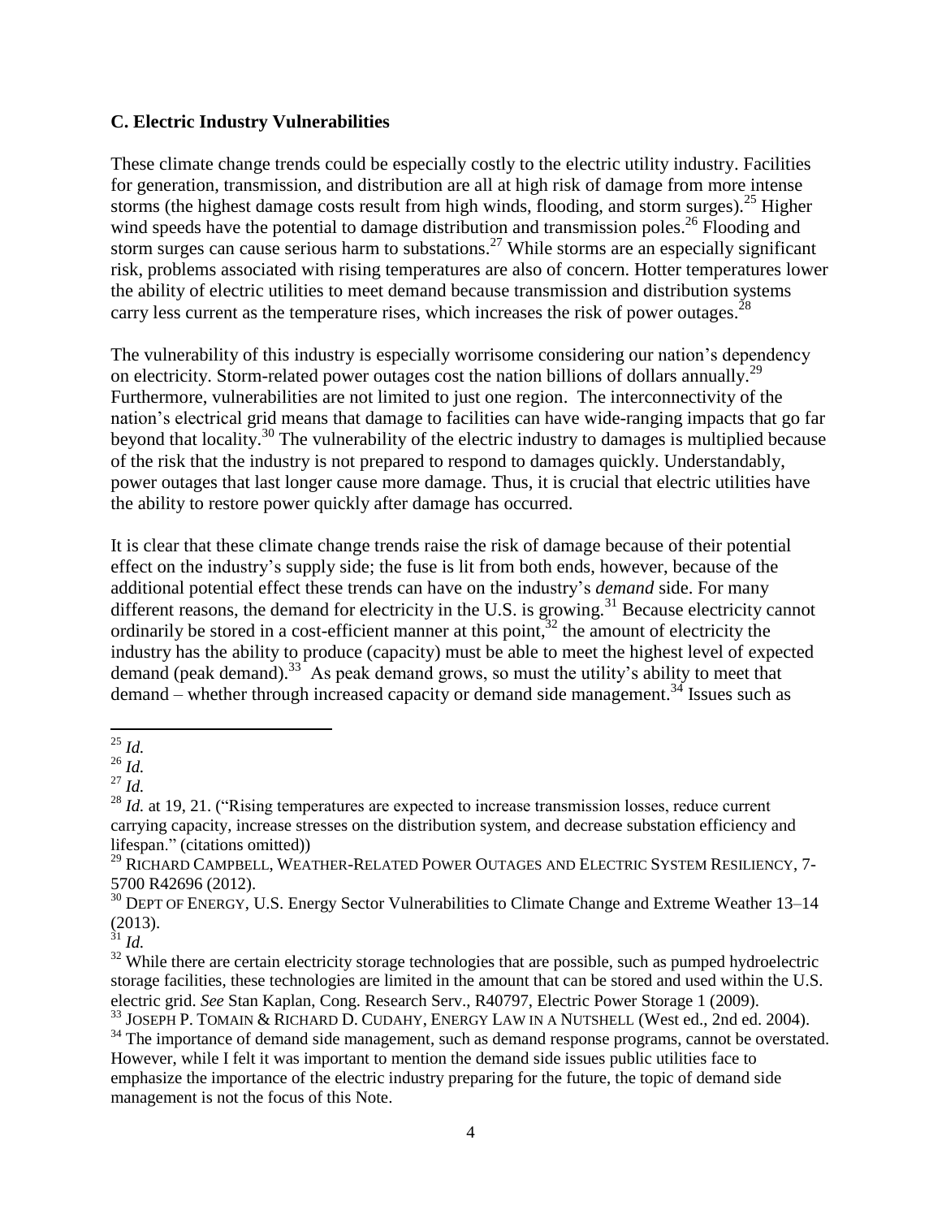### C. Electric Industry Vulnerabilities

These climate change trends could be especially costly to the electric utility industry. Facilities for generation, transmission, and distribution are all at high risk of damage from more intense storms (the highest damage costs result from high winds, flooding, and storm surges).[25] Higher wind speeds have the potential to damage distribution and transmission poles.[26] Flooding and storm surges can cause serious harm to substations.[27] While storms are an especially significant risk, problems associated with rising temperatures are also of concern. Hotter temperatures lower the ability of electric utilities to meet demand because transmission and distribution systems carry less current as the temperature rises, which increases the risk of power outages.[28]

The vulnerability of this industry is especially worrisome considering our nation's dependency on electricity. Storm-related power outages cost the nation billions of dollars annually.[29] Furthermore, vulnerabilities are not limited to just one region. The interconnectivity of the nation's electrical grid means that damage to facilities can have wide-ranging impacts that go far beyond that locality.[30] The vulnerability of the electric industry to damages is multiplied because of the risk that the industry is not prepared to respond to damages quickly. Understandably, power outages that last longer cause more damage. Thus, it is crucial that electric utilities have the ability to restore power quickly after damage has occurred.

It is clear that these climate change trends raise the risk of damage because of their potential effect on the industry's supply side; the fuse is lit from both ends, however, because of the additional potential effect these trends can have on the industry's *demand* side. For many different reasons, the demand for electricity in the U.S. is growing.[31] Because electricity cannot ordinarily be stored in a cost-efficient manner at this point,[32] the amount of electricity the industry has the ability to produce (capacity) must be able to meet the highest level of expected demand (peak demand).[33] As peak demand grows, so must the utility's ability to meet that demand – whether through increased capacity or demand side management.[34] Issues such as

---

[25] *Id.*

[26] *Id.*

[27] *Id.*

[28] *Id.* at 19, 21. ("Rising temperatures are expected to increase transmission losses, reduce current carrying capacity, increase stresses on the distribution system, and decrease substation efficiency and lifespan." (citations omitted))

[29] RICHARD CAMPBELL, WEATHER-RELATED POWER OUTAGES AND ELECTRIC SYSTEM RESILIENCY, 7-5700 R42696 (2012).

[30] DEPT OF ENERGY, U.S. Energy Sector Vulnerabilities to Climate Change and Extreme Weather 13–14 (2013).

[31] *Id.*

[32] While there are certain electricity storage technologies that are possible, such as pumped hydroelectric storage facilities, these technologies are limited in the amount that can be stored and used within the U.S. electric grid. *See* Stan Kaplan, Cong. Research Serv., R40797, Electric Power Storage 1 (2009).

[33] JOSEPH P. TOMAIN & RICHARD D. CUDAHY, ENERGY LAW IN A NUTSHELL (West ed., 2nd ed. 2004).

[34] The importance of demand side management, such as demand response programs, cannot be overstated. However, while I felt it was important to mention the demand side issues public utilities face to emphasize the importance of the electric industry preparing for the future, the topic of demand side management is not the focus of this Note.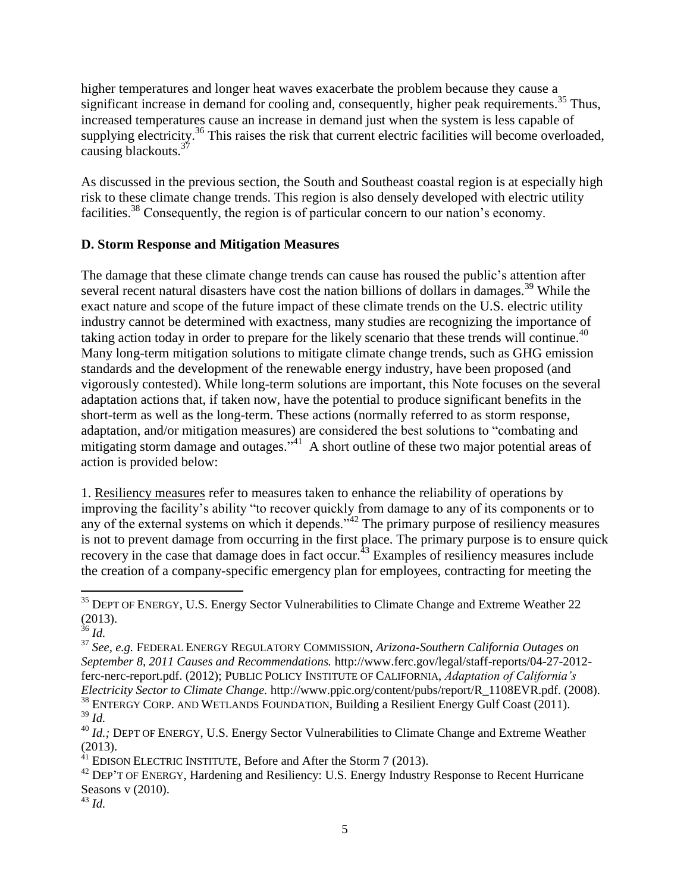higher temperatures and longer heat waves exacerbate the problem because they cause a significant increase in demand for cooling and, consequently, higher peak requirements.[35] Thus, increased temperatures cause an increase in demand just when the system is less capable of supplying electricity.[36] This raises the risk that current electric facilities will become overloaded, causing blackouts.[37]

As discussed in the previous section, the South and Southeast coastal region is at especially high risk to these climate change trends. This region is also densely developed with electric utility facilities.[38] Consequently, the region is of particular concern to our nation's economy.

### D. Storm Response and Mitigation Measures

The damage that these climate change trends can cause has roused the public's attention after several recent natural disasters have cost the nation billions of dollars in damages.[39] While the exact nature and scope of the future impact of these climate trends on the U.S. electric utility industry cannot be determined with exactness, many studies are recognizing the importance of taking action today in order to prepare for the likely scenario that these trends will continue.[40] Many long-term mitigation solutions to mitigate climate change trends, such as GHG emission standards and the development of the renewable energy industry, have been proposed (and vigorously contested). While long-term solutions are important, this Note focuses on the several adaptation actions that, if taken now, have the potential to produce significant benefits in the short-term as well as the long-term. These actions (normally referred to as storm response, adaptation, and/or mitigation measures) are considered the best solutions to "combating and mitigating storm damage and outages."[41] A short outline of these two major potential areas of action is provided below:

1. Resiliency measures refer to measures taken to enhance the reliability of operations by improving the facility's ability "to recover quickly from damage to any of its components or to any of the external systems on which it depends."[42] The primary purpose of resiliency measures is not to prevent damage from occurring in the first place. The primary purpose is to ensure quick recovery in the case that damage does in fact occur.[43] Examples of resiliency measures include the creation of a company-specific emergency plan for employees, contracting for meeting the

---

[35] DEPT OF ENERGY, U.S. Energy Sector Vulnerabilities to Climate Change and Extreme Weather 22 (2013).

[36] *Id.*

[37] *See, e.g.* FEDERAL ENERGY REGULATORY COMMISSION, *Arizona-Southern California Outages on September 8, 2011 Causes and Recommendations.* http://www.ferc.gov/legal/staff-reports/04-27-2012-ferc-nerc-report.pdf. (2012); PUBLIC POLICY INSTITUTE OF CALIFORNIA, *Adaptation of California's Electricity Sector to Climate Change.* http://www.ppic.org/content/pubs/report/R_1108EVR.pdf. (2008).

[38] ENTERGY CORP. AND WETLANDS FOUNDATION, Building a Resilient Energy Gulf Coast (2011).

[39] *Id.*

[40] *Id.;* DEPT OF ENERGY, U.S. Energy Sector Vulnerabilities to Climate Change and Extreme Weather (2013).

[41] EDISON ELECTRIC INSTITUTE, Before and After the Storm 7 (2013).

[42] DEP'T OF ENERGY, Hardening and Resiliency: U.S. Energy Industry Response to Recent Hurricane Seasons v (2010).

[43] *Id.*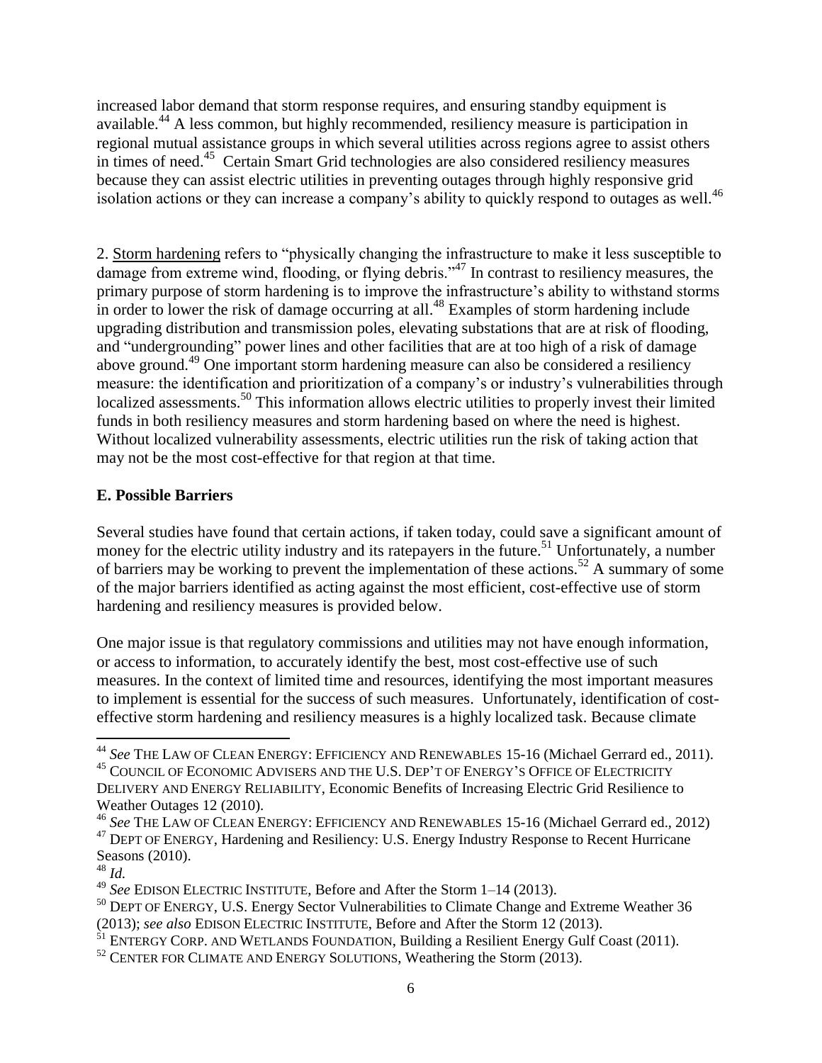increased labor demand that storm response requires, and ensuring standby equipment is available.[44] A less common, but highly recommended, resiliency measure is participation in regional mutual assistance groups in which several utilities across regions agree to assist others in times of need.[45] Certain Smart Grid technologies are also considered resiliency measures because they can assist electric utilities in preventing outages through highly responsive grid isolation actions or they can increase a company's ability to quickly respond to outages as well.[46]

2. Storm hardening refers to "physically changing the infrastructure to make it less susceptible to damage from extreme wind, flooding, or flying debris."[47] In contrast to resiliency measures, the primary purpose of storm hardening is to improve the infrastructure's ability to withstand storms in order to lower the risk of damage occurring at all.[48] Examples of storm hardening include upgrading distribution and transmission poles, elevating substations that are at risk of flooding, and "undergrounding" power lines and other facilities that are at too high of a risk of damage above ground.[49] One important storm hardening measure can also be considered a resiliency measure: the identification and prioritization of a company's or industry's vulnerabilities through localized assessments.[50] This information allows electric utilities to properly invest their limited funds in both resiliency measures and storm hardening based on where the need is highest. Without localized vulnerability assessments, electric utilities run the risk of taking action that may not be the most cost-effective for that region at that time.

### E. Possible Barriers

Several studies have found that certain actions, if taken today, could save a significant amount of money for the electric utility industry and its ratepayers in the future.[51] Unfortunately, a number of barriers may be working to prevent the implementation of these actions.[52] A summary of some of the major barriers identified as acting against the most efficient, cost-effective use of storm hardening and resiliency measures is provided below.

One major issue is that regulatory commissions and utilities may not have enough information, or access to information, to accurately identify the best, most cost-effective use of such measures. In the context of limited time and resources, identifying the most important measures to implement is essential for the success of such measures. Unfortunately, identification of cost-effective storm hardening and resiliency measures is a highly localized task. Because climate

---

[44] *See* THE LAW OF CLEAN ENERGY: EFFICIENCY AND RENEWABLES 15-16 (Michael Gerrard ed., 2011).

[45] COUNCIL OF ECONOMIC ADVISERS AND THE U.S. DEP'T OF ENERGY'S OFFICE OF ELECTRICITY DELIVERY AND ENERGY RELIABILITY, Economic Benefits of Increasing Electric Grid Resilience to Weather Outages 12 (2010).

[46] *See* THE LAW OF CLEAN ENERGY: EFFICIENCY AND RENEWABLES 15-16 (Michael Gerrard ed., 2012)

[47] DEPT OF ENERGY, Hardening and Resiliency: U.S. Energy Industry Response to Recent Hurricane Seasons (2010).

[48] *Id.*

[49] *See* EDISON ELECTRIC INSTITUTE, Before and After the Storm 1–14 (2013).

[50] DEPT OF ENERGY, U.S. Energy Sector Vulnerabilities to Climate Change and Extreme Weather 36 (2013); *see also* EDISON ELECTRIC INSTITUTE, Before and After the Storm 12 (2013).

[51] ENTERGY CORP. AND WETLANDS FOUNDATION, Building a Resilient Energy Gulf Coast (2011).

[52] CENTER FOR CLIMATE AND ENERGY SOLUTIONS, Weathering the Storm (2013).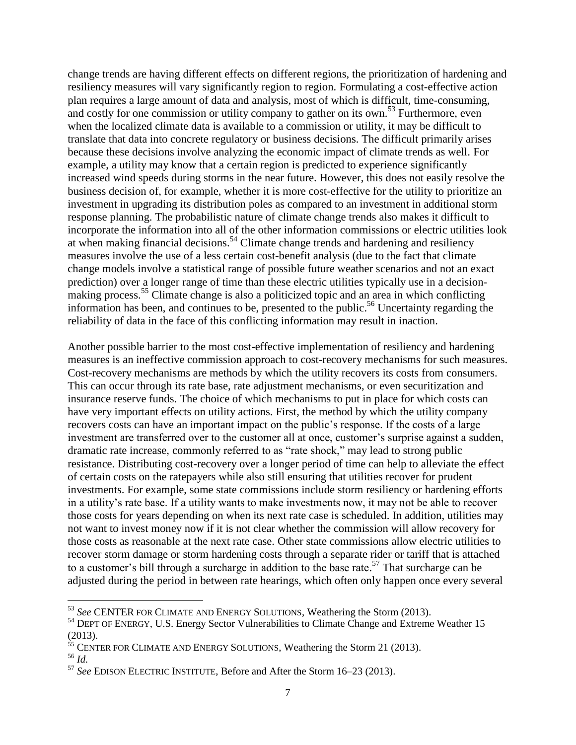change trends are having different effects on different regions, the prioritization of hardening and resiliency measures will vary significantly region to region. Formulating a cost-effective action plan requires a large amount of data and analysis, most of which is difficult, time-consuming, and costly for one commission or utility company to gather on its own.[53] Furthermore, even when the localized climate data is available to a commission or utility, it may be difficult to translate that data into concrete regulatory or business decisions. The difficult primarily arises because these decisions involve analyzing the economic impact of climate trends as well. For example, a utility may know that a certain region is predicted to experience significantly increased wind speeds during storms in the near future. However, this does not easily resolve the business decision of, for example, whether it is more cost-effective for the utility to prioritize an investment in upgrading its distribution poles as compared to an investment in additional storm response planning. The probabilistic nature of climate change trends also makes it difficult to incorporate the information into all of the other information commissions or electric utilities look at when making financial decisions.[54] Climate change trends and hardening and resiliency measures involve the use of a less certain cost-benefit analysis (due to the fact that climate change models involve a statistical range of possible future weather scenarios and not an exact prediction) over a longer range of time than these electric utilities typically use in a decision-making process.[55] Climate change is also a politicized topic and an area in which conflicting information has been, and continues to be, presented to the public.[56] Uncertainty regarding the reliability of data in the face of this conflicting information may result in inaction.

Another possible barrier to the most cost-effective implementation of resiliency and hardening measures is an ineffective commission approach to cost-recovery mechanisms for such measures. Cost-recovery mechanisms are methods by which the utility recovers its costs from consumers. This can occur through its rate base, rate adjustment mechanisms, or even securitization and insurance reserve funds. The choice of which mechanisms to put in place for which costs can have very important effects on utility actions. First, the method by which the utility company recovers costs can have an important impact on the public's response. If the costs of a large investment are transferred over to the customer all at once, customer's surprise against a sudden, dramatic rate increase, commonly referred to as "rate shock," may lead to strong public resistance. Distributing cost-recovery over a longer period of time can help to alleviate the effect of certain costs on the ratepayers while also still ensuring that utilities recover for prudent investments. For example, some state commissions include storm resiliency or hardening efforts in a utility's rate base. If a utility wants to make investments now, it may not be able to recover those costs for years depending on when its next rate case is scheduled. In addition, utilities may not want to invest money now if it is not clear whether the commission will allow recovery for those costs as reasonable at the next rate case. Other state commissions allow electric utilities to recover storm damage or storm hardening costs through a separate rider or tariff that is attached to a customer's bill through a surcharge in addition to the base rate.[57] That surcharge can be adjusted during the period in between rate hearings, which often only happen once every several

---

[53] *See* CENTER FOR CLIMATE AND ENERGY SOLUTIONS, Weathering the Storm (2013).

[54] DEPT OF ENERGY, U.S. Energy Sector Vulnerabilities to Climate Change and Extreme Weather 15 (2013).

[55] CENTER FOR CLIMATE AND ENERGY SOLUTIONS, Weathering the Storm 21 (2013).

[56] *Id.*

[57] *See* EDISON ELECTRIC INSTITUTE, Before and After the Storm 16–23 (2013).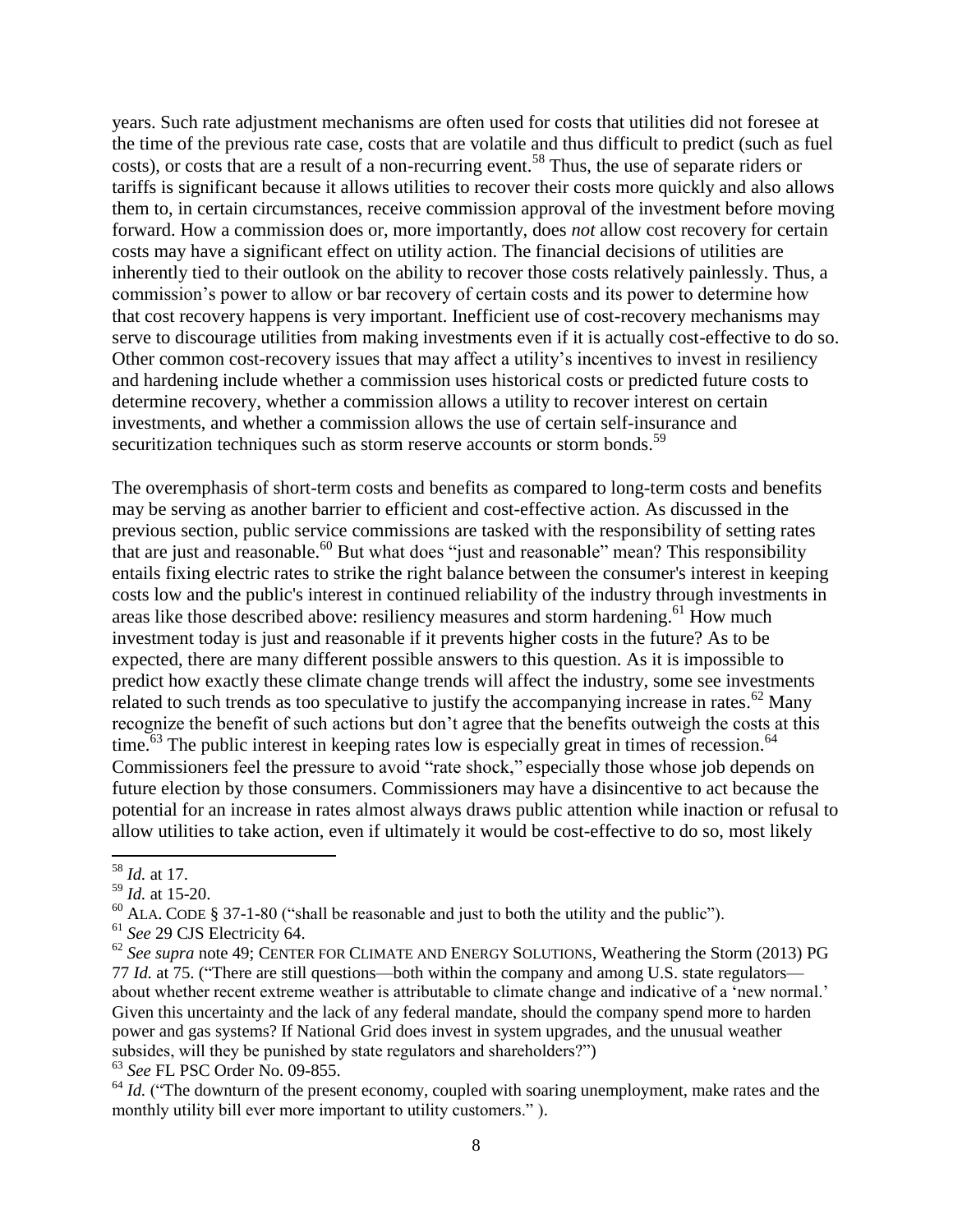years. Such rate adjustment mechanisms are often used for costs that utilities did not foresee at the time of the previous rate case, costs that are volatile and thus difficult to predict (such as fuel costs), or costs that are a result of a non-recurring event.[58] Thus, the use of separate riders or tariffs is significant because it allows utilities to recover their costs more quickly and also allows them to, in certain circumstances, receive commission approval of the investment before moving forward. How a commission does or, more importantly, does *not* allow cost recovery for certain costs may have a significant effect on utility action. The financial decisions of utilities are inherently tied to their outlook on the ability to recover those costs relatively painlessly. Thus, a commission's power to allow or bar recovery of certain costs and its power to determine how that cost recovery happens is very important. Inefficient use of cost-recovery mechanisms may serve to discourage utilities from making investments even if it is actually cost-effective to do so. Other common cost-recovery issues that may affect a utility's incentives to invest in resiliency and hardening include whether a commission uses historical costs or predicted future costs to determine recovery, whether a commission allows a utility to recover interest on certain investments, and whether a commission allows the use of certain self-insurance and securitization techniques such as storm reserve accounts or storm bonds.[59]

The overemphasis of short-term costs and benefits as compared to long-term costs and benefits may be serving as another barrier to efficient and cost-effective action. As discussed in the previous section, public service commissions are tasked with the responsibility of setting rates that are just and reasonable.[60] But what does "just and reasonable" mean? This responsibility entails fixing electric rates to strike the right balance between the consumer's interest in keeping costs low and the public's interest in continued reliability of the industry through investments in areas like those described above: resiliency measures and storm hardening.[61] How much investment today is just and reasonable if it prevents higher costs in the future? As to be expected, there are many different possible answers to this question. As it is impossible to predict how exactly these climate change trends will affect the industry, some see investments related to such trends as too speculative to justify the accompanying increase in rates.[62] Many recognize the benefit of such actions but don't agree that the benefits outweigh the costs at this time.[63] The public interest in keeping rates low is especially great in times of recession.[64] Commissioners feel the pressure to avoid "rate shock," especially those whose job depends on future election by those consumers. Commissioners may have a disincentive to act because the potential for an increase in rates almost always draws public attention while inaction or refusal to allow utilities to take action, even if ultimately it would be cost-effective to do so, most likely

---

[58] *Id.* at 17.

[59] *Id.* at 15-20.

[60] ALA. CODE § 37-1-80 ("shall be reasonable and just to both the utility and the public").

[61] *See* 29 CJS Electricity 64.

[62] *See supra* note 49; CENTER FOR CLIMATE AND ENERGY SOLUTIONS, Weathering the Storm (2013) PG 77 *Id.* at 75. ("There are still questions—both within the company and among U.S. state regulators—about whether recent extreme weather is attributable to climate change and indicative of a 'new normal.' Given this uncertainty and the lack of any federal mandate, should the company spend more to harden power and gas systems? If National Grid does invest in system upgrades, and the unusual weather subsides, will they be punished by state regulators and shareholders?")

[63] *See* FL PSC Order No. 09-855.

[64] *Id.* ("The downturn of the present economy, coupled with soaring unemployment, make rates and the monthly utility bill ever more important to utility customers." ).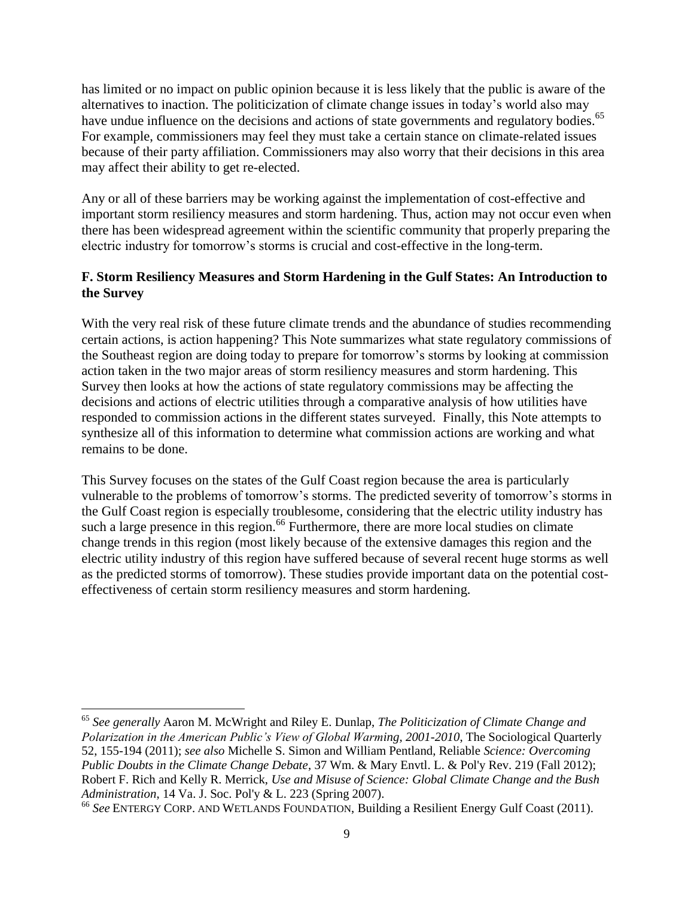has limited or no impact on public opinion because it is less likely that the public is aware of the alternatives to inaction. The politicization of climate change issues in today's world also may have undue influence on the decisions and actions of state governments and regulatory bodies.[65] For example, commissioners may feel they must take a certain stance on climate-related issues because of their party affiliation. Commissioners may also worry that their decisions in this area may affect their ability to get re-elected.

Any or all of these barriers may be working against the implementation of cost-effective and important storm resiliency measures and storm hardening. Thus, action may not occur even when there has been widespread agreement within the scientific community that properly preparing the electric industry for tomorrow's storms is crucial and cost-effective in the long-term.

### F. Storm Resiliency Measures and Storm Hardening in the Gulf States: An Introduction to the Survey

With the very real risk of these future climate trends and the abundance of studies recommending certain actions, is action happening? This Note summarizes what state regulatory commissions of the Southeast region are doing today to prepare for tomorrow's storms by looking at commission action taken in the two major areas of storm resiliency measures and storm hardening. This Survey then looks at how the actions of state regulatory commissions may be affecting the decisions and actions of electric utilities through a comparative analysis of how utilities have responded to commission actions in the different states surveyed. Finally, this Note attempts to synthesize all of this information to determine what commission actions are working and what remains to be done.

This Survey focuses on the states of the Gulf Coast region because the area is particularly vulnerable to the problems of tomorrow's storms. The predicted severity of tomorrow's storms in the Gulf Coast region is especially troublesome, considering that the electric utility industry has such a large presence in this region.[66] Furthermore, there are more local studies on climate change trends in this region (most likely because of the extensive damages this region and the electric utility industry of this region have suffered because of several recent huge storms as well as the predicted storms of tomorrow). These studies provide important data on the potential cost-effectiveness of certain storm resiliency measures and storm hardening.

---

[65] *See generally* Aaron M. McWright and Riley E. Dunlap, *The Politicization of Climate Change and Polarization in the American Public's View of Global Warming, 2001-2010*, The Sociological Quarterly 52, 155-194 (2011); *see also* Michelle S. Simon and William Pentland, Reliable *Science: Overcoming Public Doubts in the Climate Change Debate*, 37 Wm. & Mary Envtl. L. & Pol'y Rev. 219 (Fall 2012); Robert F. Rich and Kelly R. Merrick, *Use and Misuse of Science: Global Climate Change and the Bush Administration*, 14 Va. J. Soc. Pol'y & L. 223 (Spring 2007).

[66] *See* ENTERGY CORP. AND WETLANDS FOUNDATION, Building a Resilient Energy Gulf Coast (2011).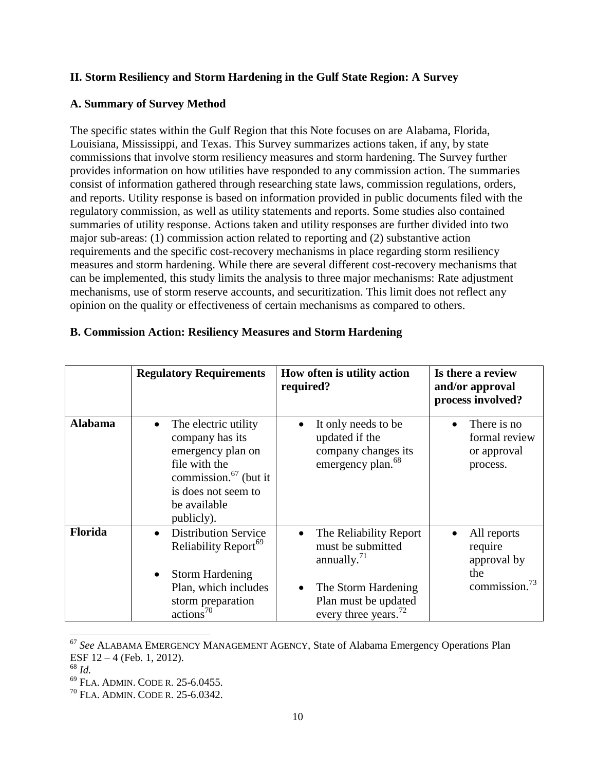## II. Storm Resiliency and Storm Hardening in the Gulf State Region: A Survey

### A. Summary of Survey Method

The specific states within the Gulf Region that this Note focuses on are Alabama, Florida, Louisiana, Mississippi, and Texas. This Survey summarizes actions taken, if any, by state commissions that involve storm resiliency measures and storm hardening. The Survey further provides information on how utilities have responded to any commission action. The summaries consist of information gathered through researching state laws, commission regulations, orders, and reports. Utility response is based on information provided in public documents filed with the regulatory commission, as well as utility statements and reports. Some studies also contained summaries of utility response. Actions taken and utility responses are further divided into two major sub-areas: (1) commission action related to reporting and (2) substantive action requirements and the specific cost-recovery mechanisms in place regarding storm resiliency measures and storm hardening. While there are several different cost-recovery mechanisms that can be implemented, this study limits the analysis to three major mechanisms: Rate adjustment mechanisms, use of storm reserve accounts, and securitization. This limit does not reflect any opinion on the quality or effectiveness of certain mechanisms as compared to others.

### B. Commission Action: Resiliency Measures and Storm Hardening

| | Regulatory Requirements | How often is utility action required? | Is there a review and/or approval process involved? |
|---|---|---|---|
| **Alabama** | • The electric utility company has its emergency plan on file with the commission.[67] (but it is does not seem to be available publicly). | • It only needs to be updated if the company changes its emergency plan.[68] | • There is no formal review or approval process. |
| **Florida** | • Distribution Service Reliability Report[69]<br>• Storm Hardening Plan, which includes storm preparation actions[70] | • The Reliability Report must be submitted annually.[71]<br>• The Storm Hardening Plan must be updated every three years.[72] | • All reports require approval by the commission.[73] |

[67] *See* ALABAMA EMERGENCY MANAGEMENT AGENCY, State of Alabama Emergency Operations Plan ESF 12 – 4 (Feb. 1, 2012).

[68] *Id.*

[69] FLA. ADMIN. CODE R. 25-6.0455.

[70] FLA. ADMIN. CODE R. 25-6.0342.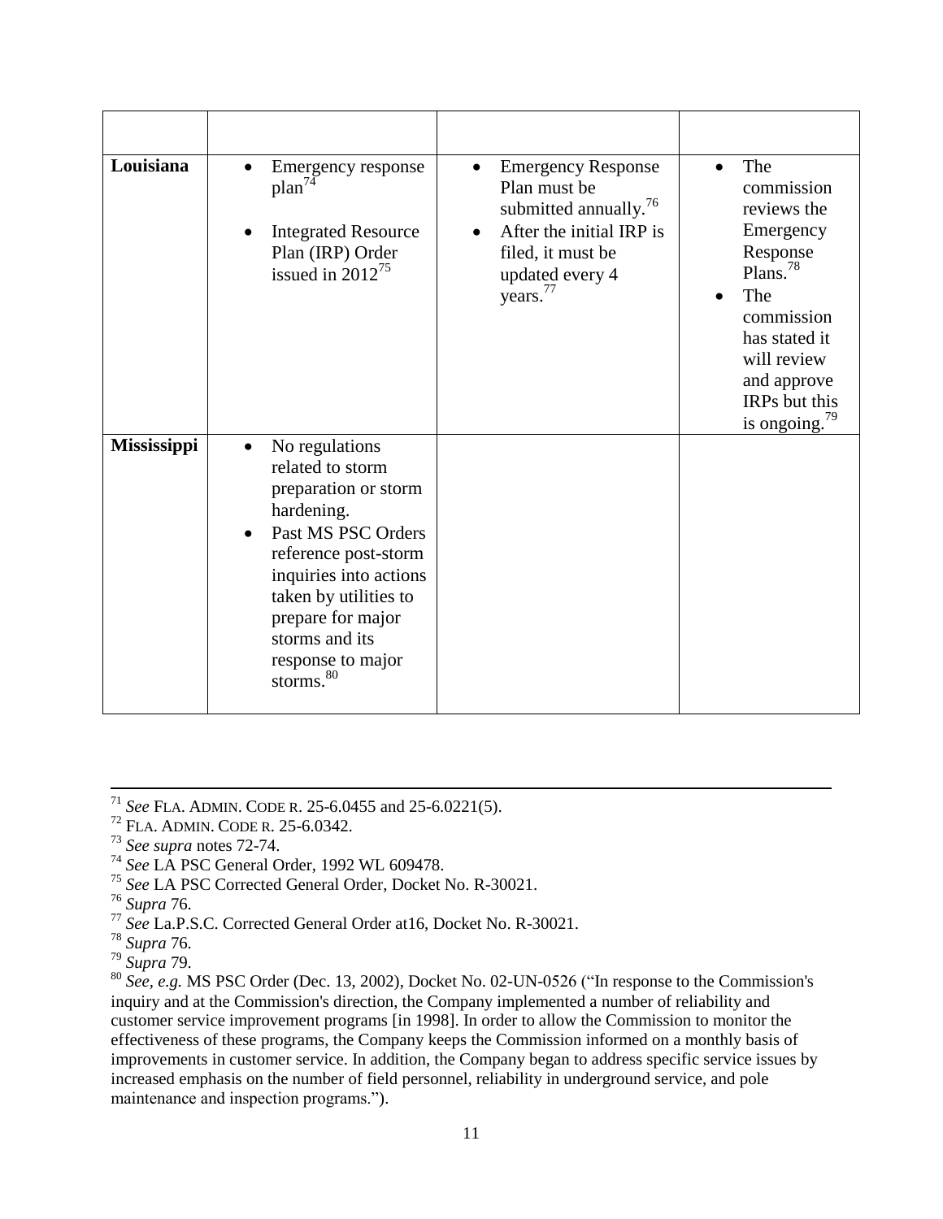| | | | |
|---|---|---|---|
| **Louisiana** | • Emergency response plan[74]<br><br>• Integrated Resource Plan (IRP) Order issued in 2012[75] | • Emergency Response Plan must be submitted annually.[76]<br>• After the initial IRP is filed, it must be updated every 4 years.[77] | • The commission reviews the Emergency Response Plans.[78]<br>• The commission has stated it will review and approve IRPs but this is ongoing.[79] |
| **Mississippi** | • No regulations related to storm preparation or storm hardening.<br>• Past MS PSC Orders reference post-storm inquiries into actions taken by utilities to prepare for major storms and its response to major storms.[80] | | |

[71] *See* FLA. ADMIN. CODE R. 25-6.0455 and 25-6.0221(5).
[72] FLA. ADMIN. CODE R. 25-6.0342.
[73] *See supra* notes 72-74.
[74] *See* LA PSC General Order, 1992 WL 609478.
[75] *See* LA PSC Corrected General Order, Docket No. R-30021.
[76] *Supra* 76.
[77] *See* La.P.S.C. Corrected General Order at16, Docket No. R-30021.
[78] *Supra* 76.
[79] *Supra* 79.
[80] *See, e.g.* MS PSC Order (Dec. 13, 2002), Docket No. 02-UN-0526 ("In response to the Commission's inquiry and at the Commission's direction, the Company implemented a number of reliability and customer service improvement programs [in 1998]. In order to allow the Commission to monitor the effectiveness of these programs, the Company keeps the Commission informed on a monthly basis of improvements in customer service. In addition, the Company began to address specific service issues by increased emphasis on the number of field personnel, reliability in underground service, and pole maintenance and inspection programs.").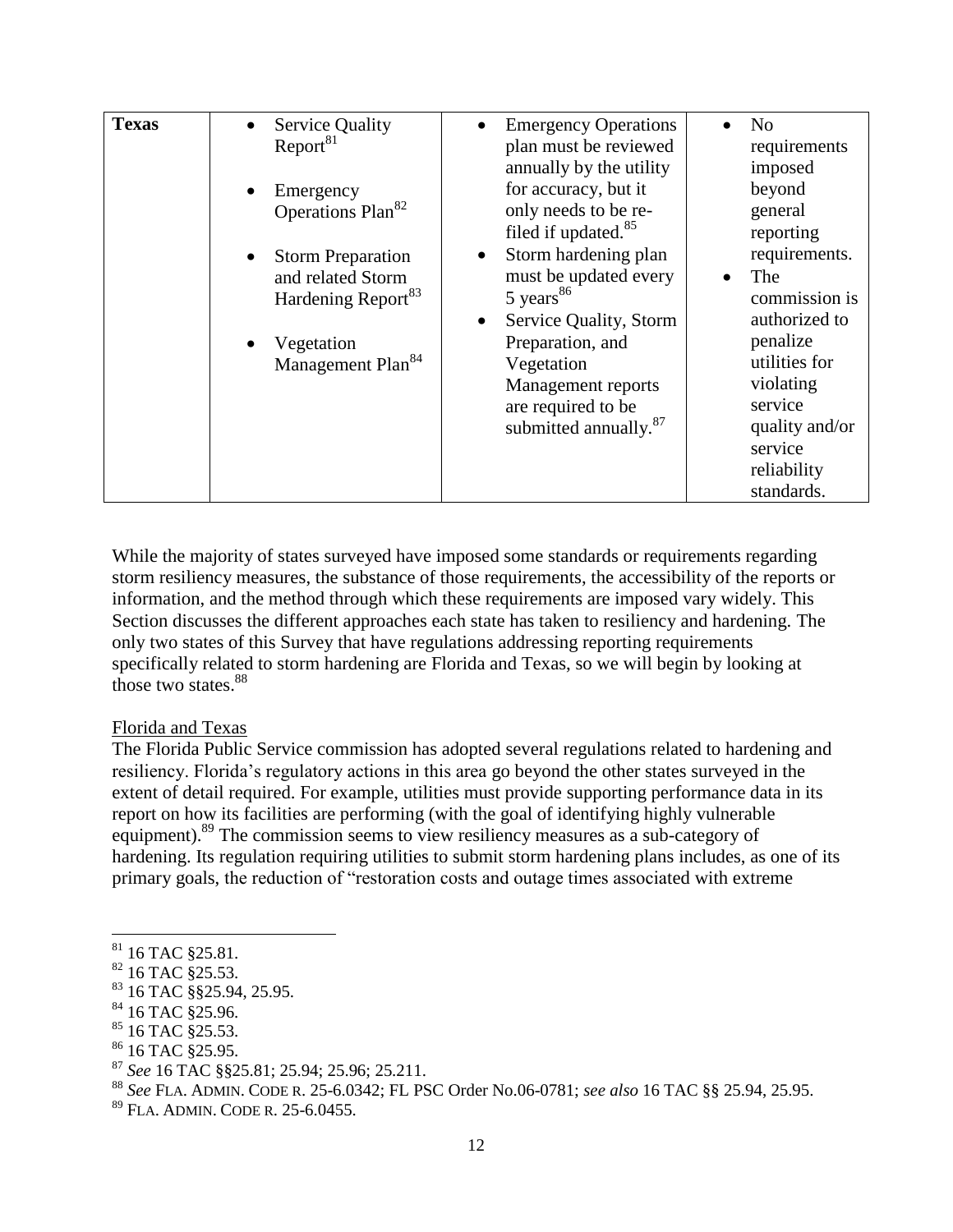| Texas | • Service Quality Report[81]<br>• Emergency Operations Plan[82]<br>• Storm Preparation and related Storm Hardening Report[83]<br>• Vegetation Management Plan[84] | • Emergency Operations plan must be reviewed annually by the utility for accuracy, but it only needs to be re-filed if updated.[85]<br>• Storm hardening plan must be updated every 5 years[86]<br>• Service Quality, Storm Preparation, and Vegetation Management reports are required to be submitted annually.[87] | • No requirements imposed beyond general reporting requirements.<br>• The commission is authorized to penalize utilities for violating service quality and/or service reliability standards. |
|---|---|---|---|

While the majority of states surveyed have imposed some standards or requirements regarding storm resiliency measures, the substance of those requirements, the accessibility of the reports or information, and the method through which these requirements are imposed vary widely. This Section discusses the different approaches each state has taken to resiliency and hardening. The only two states of this Survey that have regulations addressing reporting requirements specifically related to storm hardening are Florida and Texas, so we will begin by looking at those two states.[88]

Florida and Texas

The Florida Public Service commission has adopted several regulations related to hardening and resiliency. Florida's regulatory actions in this area go beyond the other states surveyed in the extent of detail required. For example, utilities must provide supporting performance data in its report on how its facilities are performing (with the goal of identifying highly vulnerable equipment).[89] The commission seems to view resiliency measures as a sub-category of hardening. Its regulation requiring utilities to submit storm hardening plans includes, as one of its primary goals, the reduction of "restoration costs and outage times associated with extreme

[81] 16 TAC §25.81.
[82] 16 TAC §25.53.
[83] 16 TAC §§25.94, 25.95.
[84] 16 TAC §25.96.
[85] 16 TAC §25.53.
[86] 16 TAC §25.95.
[87] *See* 16 TAC §§25.81; 25.94; 25.96; 25.211.
[88] *See* FLA. ADMIN. CODE R. 25-6.0342; FL PSC Order No.06-0781; *see also* 16 TAC §§ 25.94, 25.95.
[89] FLA. ADMIN. CODE R. 25-6.0455.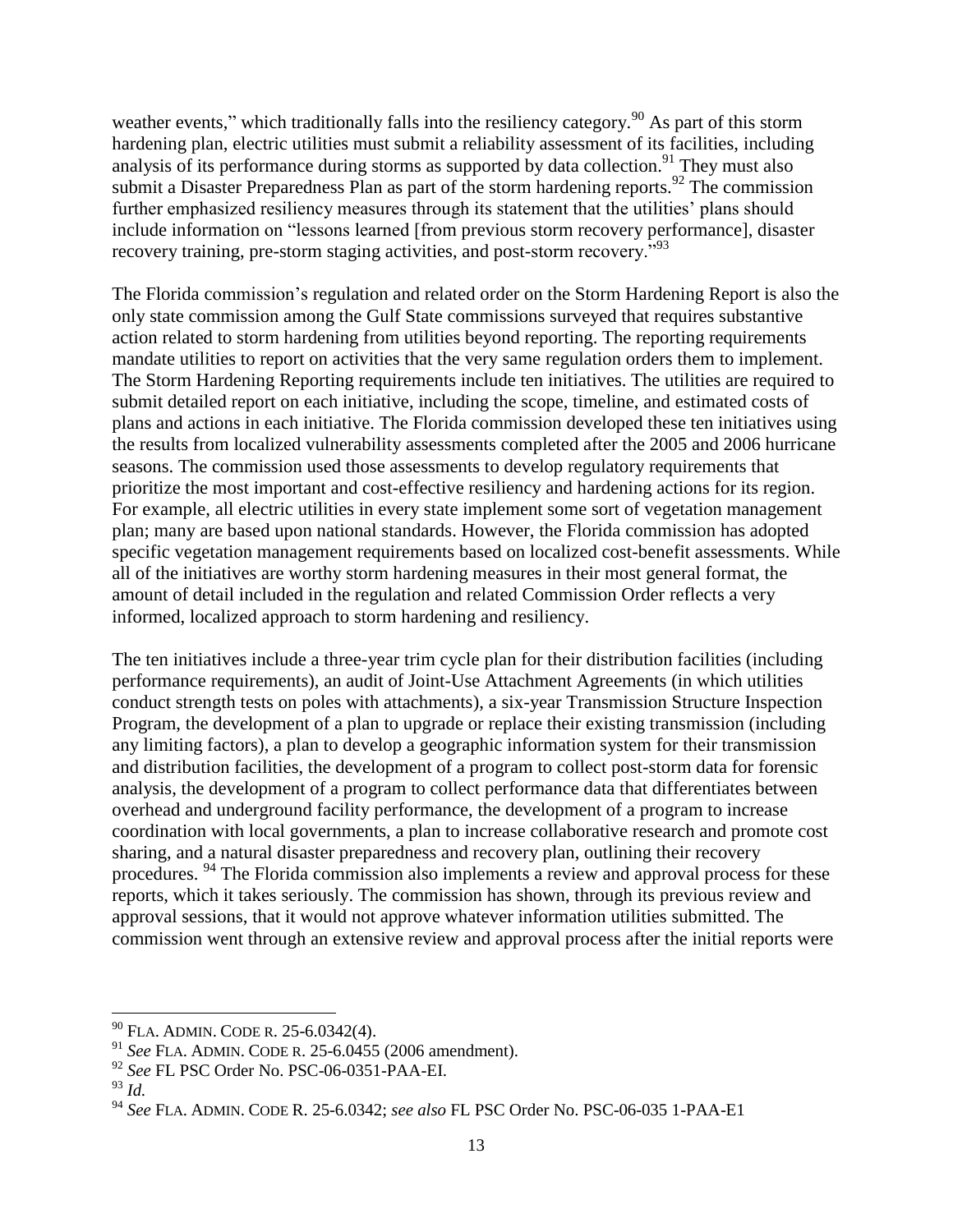weather events," which traditionally falls into the resiliency category.[90] As part of this storm hardening plan, electric utilities must submit a reliability assessment of its facilities, including analysis of its performance during storms as supported by data collection.[91] They must also submit a Disaster Preparedness Plan as part of the storm hardening reports.[92] The commission further emphasized resiliency measures through its statement that the utilities' plans should include information on "lessons learned [from previous storm recovery performance], disaster recovery training, pre-storm staging activities, and post-storm recovery."[93]

The Florida commission's regulation and related order on the Storm Hardening Report is also the only state commission among the Gulf State commissions surveyed that requires substantive action related to storm hardening from utilities beyond reporting. The reporting requirements mandate utilities to report on activities that the very same regulation orders them to implement. The Storm Hardening Reporting requirements include ten initiatives. The utilities are required to submit detailed report on each initiative, including the scope, timeline, and estimated costs of plans and actions in each initiative. The Florida commission developed these ten initiatives using the results from localized vulnerability assessments completed after the 2005 and 2006 hurricane seasons. The commission used those assessments to develop regulatory requirements that prioritize the most important and cost-effective resiliency and hardening actions for its region. For example, all electric utilities in every state implement some sort of vegetation management plan; many are based upon national standards. However, the Florida commission has adopted specific vegetation management requirements based on localized cost-benefit assessments. While all of the initiatives are worthy storm hardening measures in their most general format, the amount of detail included in the regulation and related Commission Order reflects a very informed, localized approach to storm hardening and resiliency.

The ten initiatives include a three-year trim cycle plan for their distribution facilities (including performance requirements), an audit of Joint-Use Attachment Agreements (in which utilities conduct strength tests on poles with attachments), a six-year Transmission Structure Inspection Program, the development of a plan to upgrade or replace their existing transmission (including any limiting factors), a plan to develop a geographic information system for their transmission and distribution facilities, the development of a program to collect post-storm data for forensic analysis, the development of a program to collect performance data that differentiates between overhead and underground facility performance, the development of a program to increase coordination with local governments, a plan to increase collaborative research and promote cost sharing, and a natural disaster preparedness and recovery plan, outlining their recovery procedures. [94] The Florida commission also implements a review and approval process for these reports, which it takes seriously. The commission has shown, through its previous review and approval sessions, that it would not approve whatever information utilities submitted. The commission went through an extensive review and approval process after the initial reports were

---

[90] FLA. ADMIN. CODE R. 25-6.0342(4).

[91] *See* FLA. ADMIN. CODE R. 25-6.0455 (2006 amendment).

[92] *See* FL PSC Order No. PSC-06-0351-PAA-EI.

[93] *Id.*

[94] *See* FLA. ADMIN. CODE R. 25-6.0342; *see also* FL PSC Order No. PSC-06-035 1-PAA-E1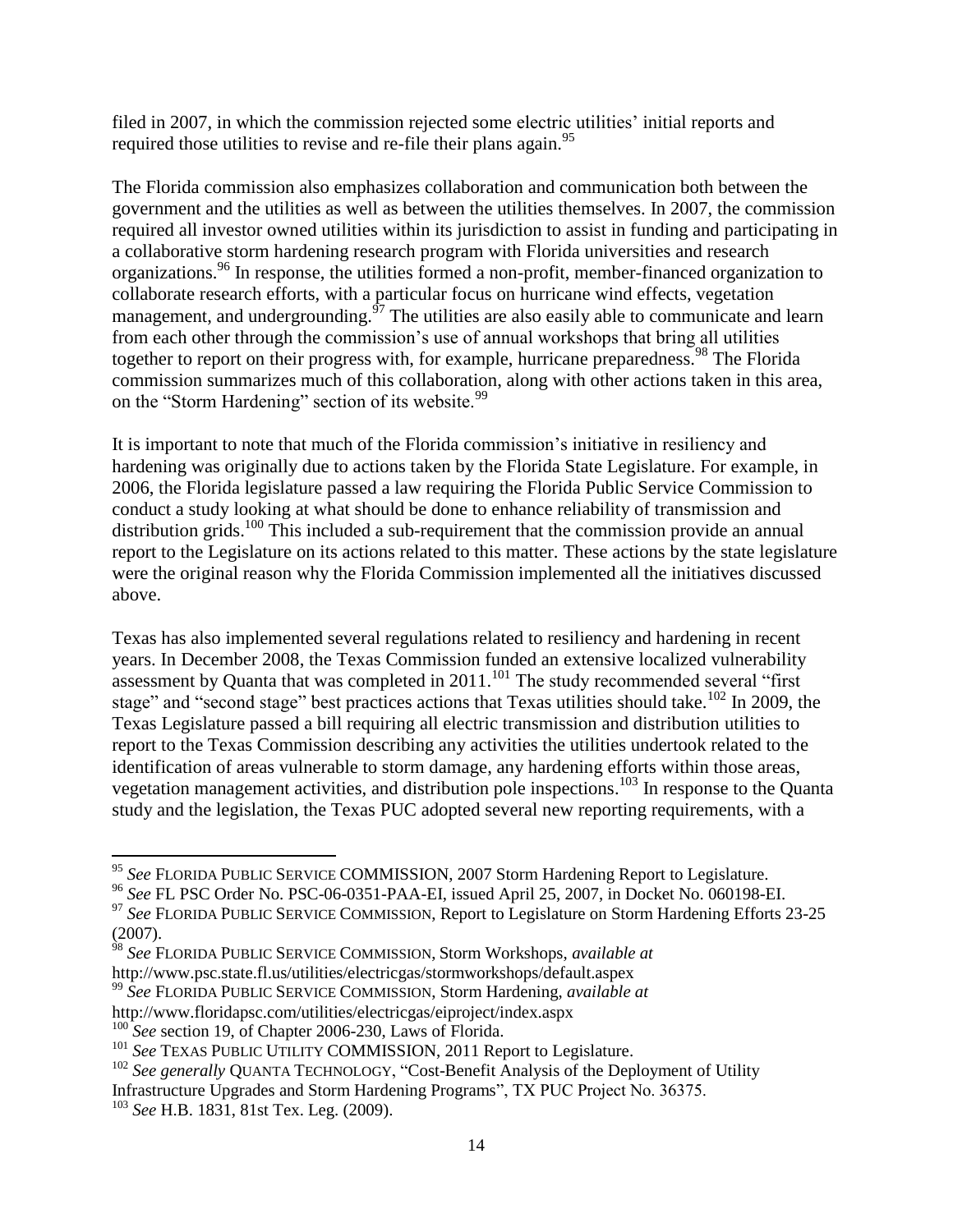filed in 2007, in which the commission rejected some electric utilities' initial reports and required those utilities to revise and re-file their plans again.[95]

The Florida commission also emphasizes collaboration and communication both between the government and the utilities as well as between the utilities themselves. In 2007, the commission required all investor owned utilities within its jurisdiction to assist in funding and participating in a collaborative storm hardening research program with Florida universities and research organizations.[96] In response, the utilities formed a non-profit, member-financed organization to collaborate research efforts, with a particular focus on hurricane wind effects, vegetation management, and undergrounding.[97] The utilities are also easily able to communicate and learn from each other through the commission's use of annual workshops that bring all utilities together to report on their progress with, for example, hurricane preparedness.[98] The Florida commission summarizes much of this collaboration, along with other actions taken in this area, on the "Storm Hardening" section of its website.[99]

It is important to note that much of the Florida commission's initiative in resiliency and hardening was originally due to actions taken by the Florida State Legislature. For example, in 2006, the Florida legislature passed a law requiring the Florida Public Service Commission to conduct a study looking at what should be done to enhance reliability of transmission and distribution grids.[100] This included a sub-requirement that the commission provide an annual report to the Legislature on its actions related to this matter. These actions by the state legislature were the original reason why the Florida Commission implemented all the initiatives discussed above.

Texas has also implemented several regulations related to resiliency and hardening in recent years. In December 2008, the Texas Commission funded an extensive localized vulnerability assessment by Quanta that was completed in 2011.[101] The study recommended several "first stage" and "second stage" best practices actions that Texas utilities should take.[102] In 2009, the Texas Legislature passed a bill requiring all electric transmission and distribution utilities to report to the Texas Commission describing any activities the utilities undertook related to the identification of areas vulnerable to storm damage, any hardening efforts within those areas, vegetation management activities, and distribution pole inspections.[103] In response to the Quanta study and the legislation, the Texas PUC adopted several new reporting requirements, with a

---

[95] *See* FLORIDA PUBLIC SERVICE COMMISSION, 2007 Storm Hardening Report to Legislature.

[96] *See* FL PSC Order No. PSC-06-0351-PAA-EI, issued April 25, 2007, in Docket No. 060198-EI.

[97] *See* FLORIDA PUBLIC SERVICE COMMISSION, Report to Legislature on Storm Hardening Efforts 23-25 (2007).

[98] *See* FLORIDA PUBLIC SERVICE COMMISSION, Storm Workshops, *available at* http://www.psc.state.fl.us/utilities/electricgas/stormworkshops/default.aspex

[99] *See* FLORIDA PUBLIC SERVICE COMMISSION, Storm Hardening, *available at* http://www.floridapsc.com/utilities/electricgas/eiproject/index.aspx

[100] *See* section 19, of Chapter 2006-230, Laws of Florida.

[101] *See* TEXAS PUBLIC UTILITY COMMISSION, 2011 Report to Legislature.

[102] *See generally* QUANTA TECHNOLOGY, "Cost-Benefit Analysis of the Deployment of Utility Infrastructure Upgrades and Storm Hardening Programs", TX PUC Project No. 36375.

[103] *See* H.B. 1831, 81st Tex. Leg. (2009).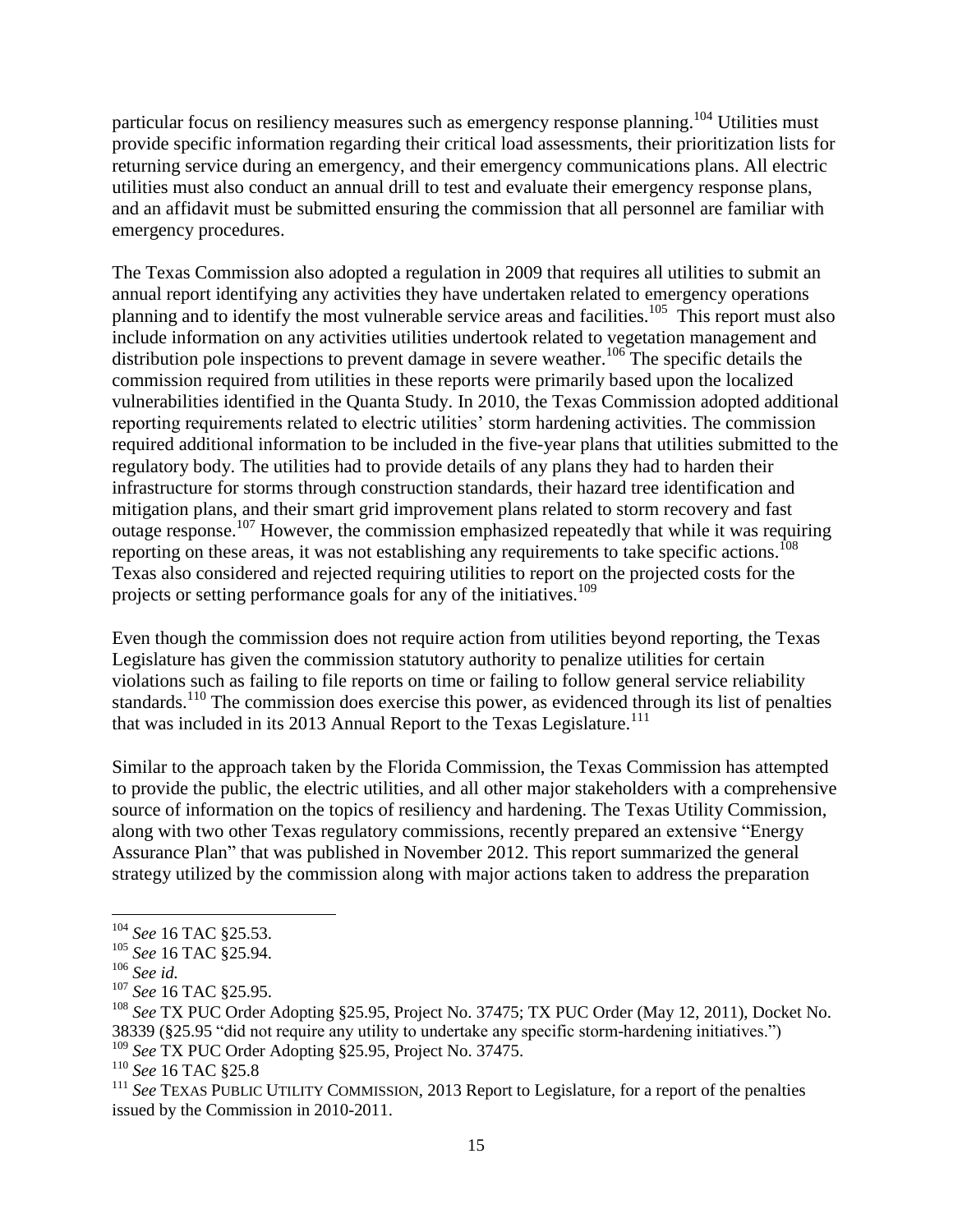particular focus on resiliency measures such as emergency response planning.[104] Utilities must provide specific information regarding their critical load assessments, their prioritization lists for returning service during an emergency, and their emergency communications plans. All electric utilities must also conduct an annual drill to test and evaluate their emergency response plans, and an affidavit must be submitted ensuring the commission that all personnel are familiar with emergency procedures.

The Texas Commission also adopted a regulation in 2009 that requires all utilities to submit an annual report identifying any activities they have undertaken related to emergency operations planning and to identify the most vulnerable service areas and facilities.[105] This report must also include information on any activities utilities undertook related to vegetation management and distribution pole inspections to prevent damage in severe weather.[106] The specific details the commission required from utilities in these reports were primarily based upon the localized vulnerabilities identified in the Quanta Study. In 2010, the Texas Commission adopted additional reporting requirements related to electric utilities' storm hardening activities. The commission required additional information to be included in the five-year plans that utilities submitted to the regulatory body. The utilities had to provide details of any plans they had to harden their infrastructure for storms through construction standards, their hazard tree identification and mitigation plans, and their smart grid improvement plans related to storm recovery and fast outage response.[107] However, the commission emphasized repeatedly that while it was requiring reporting on these areas, it was not establishing any requirements to take specific actions.[108] Texas also considered and rejected requiring utilities to report on the projected costs for the projects or setting performance goals for any of the initiatives.[109]

Even though the commission does not require action from utilities beyond reporting, the Texas Legislature has given the commission statutory authority to penalize utilities for certain violations such as failing to file reports on time or failing to follow general service reliability standards.[110] The commission does exercise this power, as evidenced through its list of penalties that was included in its 2013 Annual Report to the Texas Legislature.[111]

Similar to the approach taken by the Florida Commission, the Texas Commission has attempted to provide the public, the electric utilities, and all other major stakeholders with a comprehensive source of information on the topics of resiliency and hardening. The Texas Utility Commission, along with two other Texas regulatory commissions, recently prepared an extensive "Energy Assurance Plan" that was published in November 2012. This report summarized the general strategy utilized by the commission along with major actions taken to address the preparation

---

[104] *See* 16 TAC §25.53.

[105] *See* 16 TAC §25.94.

[106] *See id.*

[107] *See* 16 TAC §25.95.

[108] *See* TX PUC Order Adopting §25.95, Project No. 37475; TX PUC Order (May 12, 2011), Docket No. 38339 (§25.95 "did not require any utility to undertake any specific storm-hardening initiatives.")

[109] *See* TX PUC Order Adopting §25.95, Project No. 37475.

[110] *See* 16 TAC §25.8

[111] *See* TEXAS PUBLIC UTILITY COMMISSION, 2013 Report to Legislature, for a report of the penalties issued by the Commission in 2010-2011.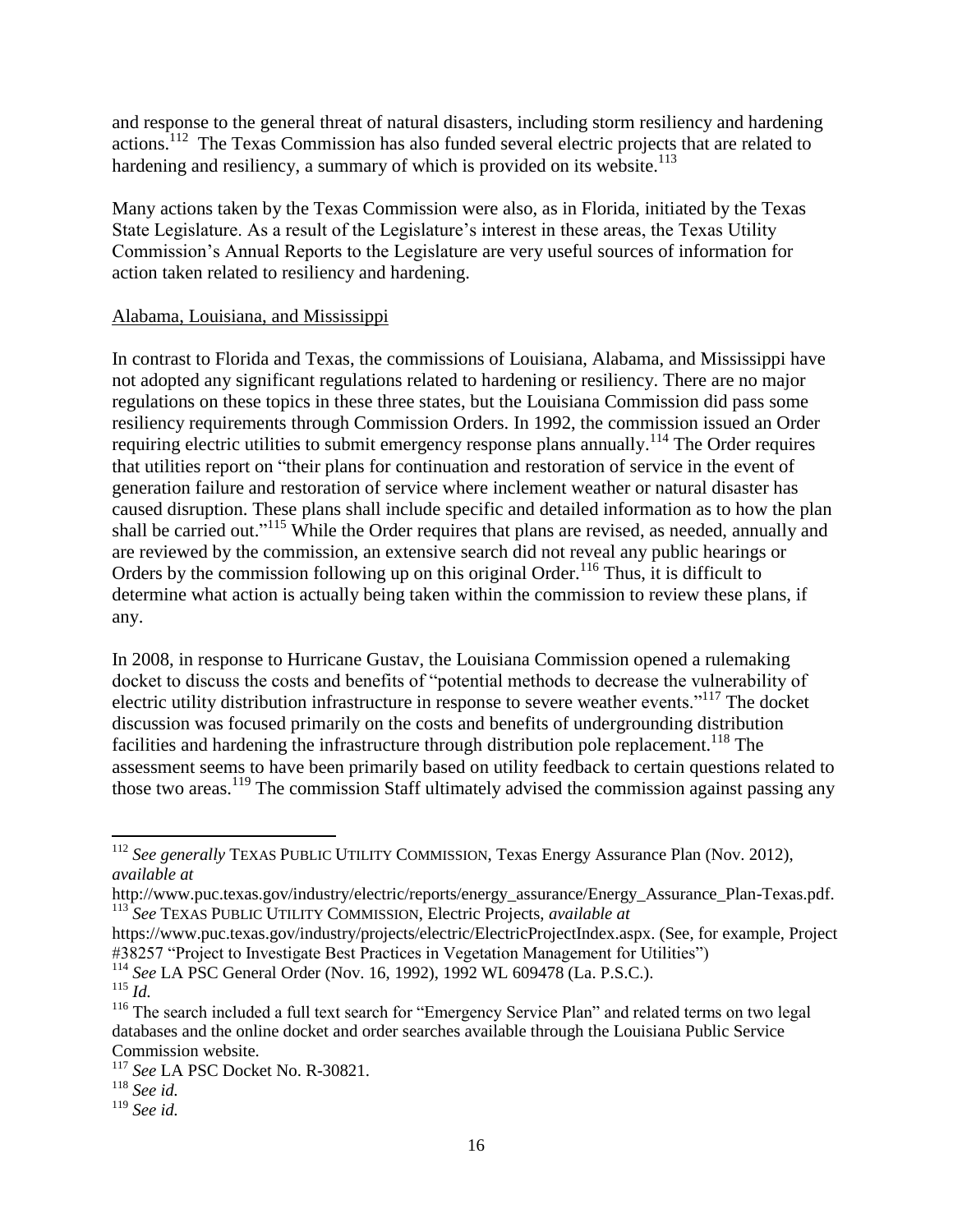and response to the general threat of natural disasters, including storm resiliency and hardening actions.[112] The Texas Commission has also funded several electric projects that are related to hardening and resiliency, a summary of which is provided on its website.[113]

Many actions taken by the Texas Commission were also, as in Florida, initiated by the Texas State Legislature. As a result of the Legislature's interest in these areas, the Texas Utility Commission's Annual Reports to the Legislature are very useful sources of information for action taken related to resiliency and hardening.

Alabama, Louisiana, and Mississippi

In contrast to Florida and Texas, the commissions of Louisiana, Alabama, and Mississippi have not adopted any significant regulations related to hardening or resiliency. There are no major regulations on these topics in these three states, but the Louisiana Commission did pass some resiliency requirements through Commission Orders. In 1992, the commission issued an Order requiring electric utilities to submit emergency response plans annually.[114] The Order requires that utilities report on "their plans for continuation and restoration of service in the event of generation failure and restoration of service where inclement weather or natural disaster has caused disruption. These plans shall include specific and detailed information as to how the plan shall be carried out."[115] While the Order requires that plans are revised, as needed, annually and are reviewed by the commission, an extensive search did not reveal any public hearings or Orders by the commission following up on this original Order.[116] Thus, it is difficult to determine what action is actually being taken within the commission to review these plans, if any.

In 2008, in response to Hurricane Gustav, the Louisiana Commission opened a rulemaking docket to discuss the costs and benefits of "potential methods to decrease the vulnerability of electric utility distribution infrastructure in response to severe weather events."[117] The docket discussion was focused primarily on the costs and benefits of undergrounding distribution facilities and hardening the infrastructure through distribution pole replacement.[118] The assessment seems to have been primarily based on utility feedback to certain questions related to those two areas.[119] The commission Staff ultimately advised the commission against passing any

---

[112] *See generally* TEXAS PUBLIC UTILITY COMMISSION, Texas Energy Assurance Plan (Nov. 2012), *available at* http://www.puc.texas.gov/industry/electric/reports/energy_assurance/Energy_Assurance_Plan-Texas.pdf.

[113] *See* TEXAS PUBLIC UTILITY COMMISSION, Electric Projects, *available at* https://www.puc.texas.gov/industry/projects/electric/ElectricProjectIndex.aspx. (See, for example, Project #38257 "Project to Investigate Best Practices in Vegetation Management for Utilities")

[114] *See* LA PSC General Order (Nov. 16, 1992), 1992 WL 609478 (La. P.S.C.).

[115] *Id.*

[116] The search included a full text search for "Emergency Service Plan" and related terms on two legal databases and the online docket and order searches available through the Louisiana Public Service Commission website.

[117] *See* LA PSC Docket No. R-30821.

[118] *See id.*

[119] *See id.*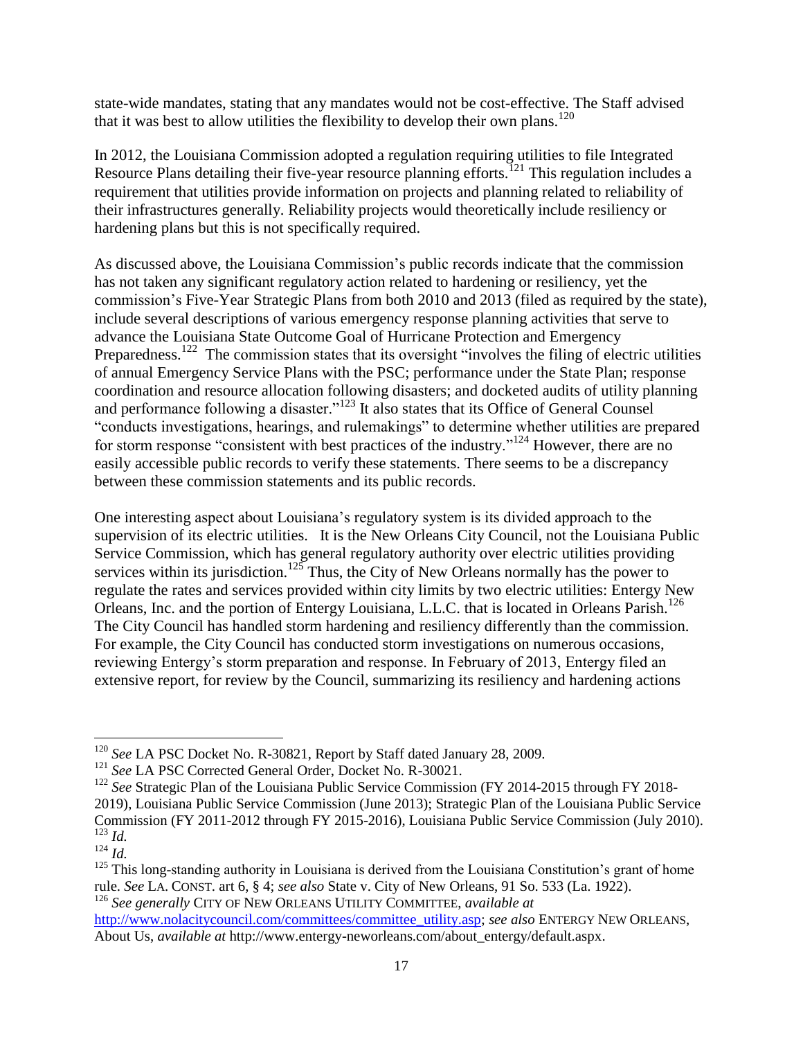state-wide mandates, stating that any mandates would not be cost-effective. The Staff advised that it was best to allow utilities the flexibility to develop their own plans.[120]

In 2012, the Louisiana Commission adopted a regulation requiring utilities to file Integrated Resource Plans detailing their five-year resource planning efforts.[121] This regulation includes a requirement that utilities provide information on projects and planning related to reliability of their infrastructures generally. Reliability projects would theoretically include resiliency or hardening plans but this is not specifically required.

As discussed above, the Louisiana Commission's public records indicate that the commission has not taken any significant regulatory action related to hardening or resiliency, yet the commission's Five-Year Strategic Plans from both 2010 and 2013 (filed as required by the state), include several descriptions of various emergency response planning activities that serve to advance the Louisiana State Outcome Goal of Hurricane Protection and Emergency Preparedness.[122] The commission states that its oversight "involves the filing of electric utilities of annual Emergency Service Plans with the PSC; performance under the State Plan; response coordination and resource allocation following disasters; and docketed audits of utility planning and performance following a disaster."[123] It also states that its Office of General Counsel "conducts investigations, hearings, and rulemakings" to determine whether utilities are prepared for storm response "consistent with best practices of the industry."[124] However, there are no easily accessible public records to verify these statements. There seems to be a discrepancy between these commission statements and its public records.

One interesting aspect about Louisiana's regulatory system is its divided approach to the supervision of its electric utilities. It is the New Orleans City Council, not the Louisiana Public Service Commission, which has general regulatory authority over electric utilities providing services within its jurisdiction.[125] Thus, the City of New Orleans normally has the power to regulate the rates and services provided within city limits by two electric utilities: Entergy New Orleans, Inc. and the portion of Entergy Louisiana, L.L.C. that is located in Orleans Parish.[126] The City Council has handled storm hardening and resiliency differently than the commission. For example, the City Council has conducted storm investigations on numerous occasions, reviewing Entergy's storm preparation and response. In February of 2013, Entergy filed an extensive report, for review by the Council, summarizing its resiliency and hardening actions

---

[120] *See* LA PSC Docket No. R-30821, Report by Staff dated January 28, 2009.

[121] *See* LA PSC Corrected General Order, Docket No. R-30021.

[122] *See* Strategic Plan of the Louisiana Public Service Commission (FY 2014-2015 through FY 2018-2019), Louisiana Public Service Commission (June 2013); Strategic Plan of the Louisiana Public Service Commission (FY 2011-2012 through FY 2015-2016), Louisiana Public Service Commission (July 2010).

[123] *Id.*

[124] *Id.*

[125] This long-standing authority in Louisiana is derived from the Louisiana Constitution's grant of home rule. *See* LA. CONST. art 6, § 4; *see also* State v. City of New Orleans, 91 So. 533 (La. 1922).

[126] *See generally* CITY OF NEW ORLEANS UTILITY COMMITTEE, *available at* http://www.nolacitycouncil.com/committees/committee_utility.asp; *see also* ENTERGY NEW ORLEANS, About Us, *available at* http://www.entergy-neworleans.com/about_entergy/default.aspx.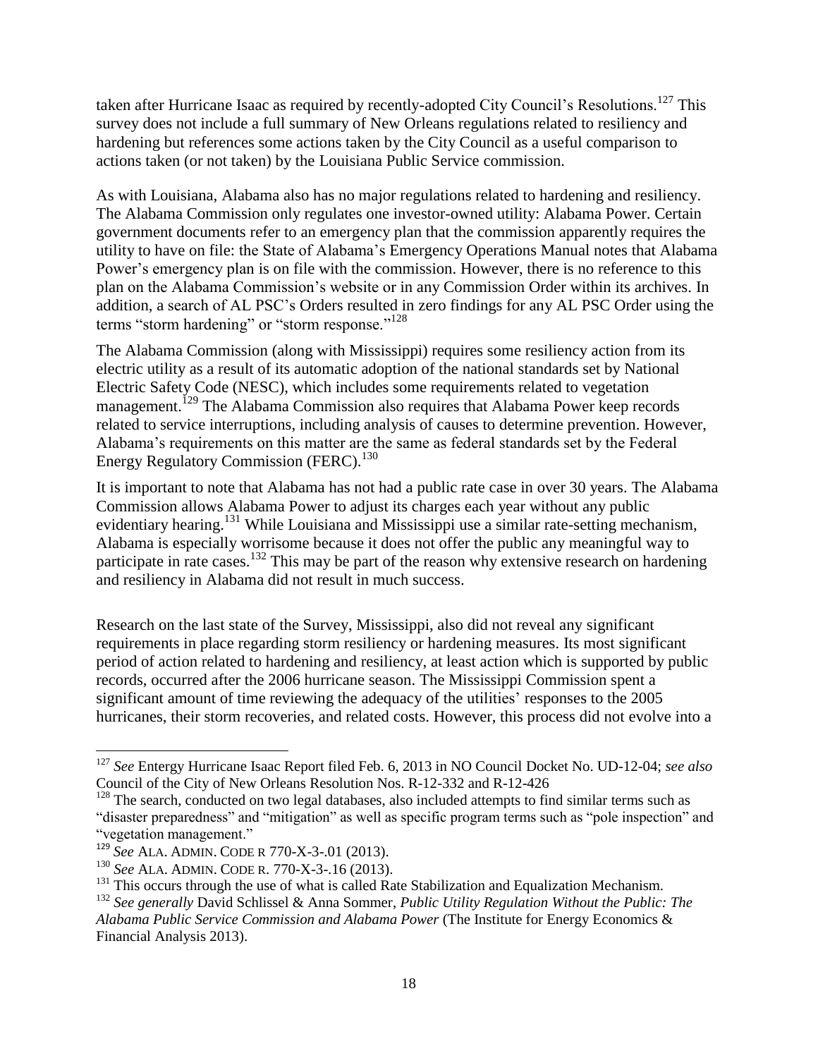taken after Hurricane Isaac as required by recently-adopted City Council's Resolutions.[127] This survey does not include a full summary of New Orleans regulations related to resiliency and hardening but references some actions taken by the City Council as a useful comparison to actions taken (or not taken) by the Louisiana Public Service commission.

As with Louisiana, Alabama also has no major regulations related to hardening and resiliency. The Alabama Commission only regulates one investor-owned utility: Alabama Power. Certain government documents refer to an emergency plan that the commission apparently requires the utility to have on file: the State of Alabama's Emergency Operations Manual notes that Alabama Power's emergency plan is on file with the commission. However, there is no reference to this plan on the Alabama Commission's website or in any Commission Order within its archives. In addition, a search of AL PSC's Orders resulted in zero findings for any AL PSC Order using the terms "storm hardening" or "storm response."[128]

The Alabama Commission (along with Mississippi) requires some resiliency action from its electric utility as a result of its automatic adoption of the national standards set by National Electric Safety Code (NESC), which includes some requirements related to vegetation management.[129] The Alabama Commission also requires that Alabama Power keep records related to service interruptions, including analysis of causes to determine prevention. However, Alabama's requirements on this matter are the same as federal standards set by the Federal Energy Regulatory Commission (FERC).[130]

It is important to note that Alabama has not had a public rate case in over 30 years. The Alabama Commission allows Alabama Power to adjust its charges each year without any public evidentiary hearing.[131] While Louisiana and Mississippi use a similar rate-setting mechanism, Alabama is especially worrisome because it does not offer the public any meaningful way to participate in rate cases.[132] This may be part of the reason why extensive research on hardening and resiliency in Alabama did not result in much success.

Research on the last state of the Survey, Mississippi, also did not reveal any significant requirements in place regarding storm resiliency or hardening measures. Its most significant period of action related to hardening and resiliency, at least action which is supported by public records, occurred after the 2006 hurricane season. The Mississippi Commission spent a significant amount of time reviewing the adequacy of the utilities' responses to the 2005 hurricanes, their storm recoveries, and related costs. However, this process did not evolve into a

---

[127] *See* Entergy Hurricane Isaac Report filed Feb. 6, 2013 in NO Council Docket No. UD-12-04; *see also* Council of the City of New Orleans Resolution Nos. R-12-332 and R-12-426

[128] The search, conducted on two legal databases, also included attempts to find similar terms such as "disaster preparedness" and "mitigation" as well as specific program terms such as "pole inspection" and "vegetation management."

[129] *See* ALA. ADMIN. CODE R 770-X-3-.01 (2013).

[130] *See* ALA. ADMIN. CODE R. 770-X-3-.16 (2013).

[131] This occurs through the use of what is called Rate Stabilization and Equalization Mechanism.

[132] *See generally* David Schlissel & Anna Sommer, *Public Utility Regulation Without the Public: The Alabama Public Service Commission and Alabama Power* (The Institute for Energy Economics & Financial Analysis 2013).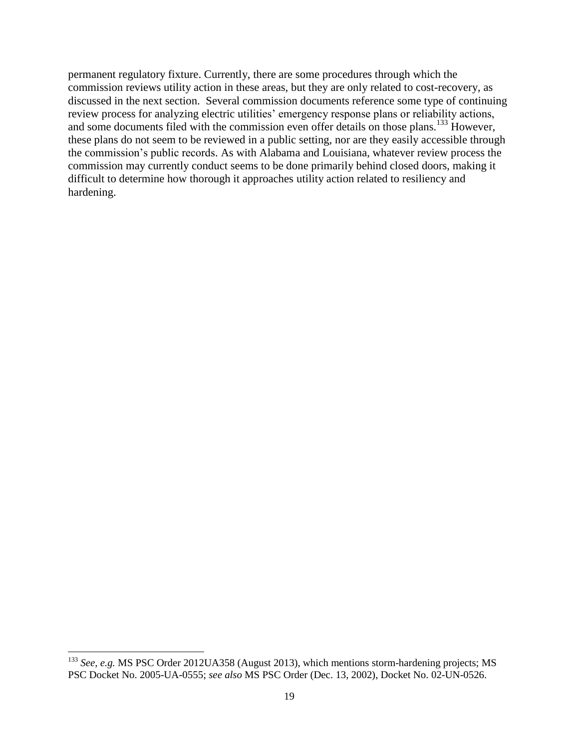permanent regulatory fixture. Currently, there are some procedures through which the commission reviews utility action in these areas, but they are only related to cost-recovery, as discussed in the next section. Several commission documents reference some type of continuing review process for analyzing electric utilities' emergency response plans or reliability actions, and some documents filed with the commission even offer details on those plans.[133] However, these plans do not seem to be reviewed in a public setting, nor are they easily accessible through the commission's public records. As with Alabama and Louisiana, whatever review process the commission may currently conduct seems to be done primarily behind closed doors, making it difficult to determine how thorough it approaches utility action related to resiliency and hardening.

---

[133] *See, e.g.* MS PSC Order 2012UA358 (August 2013), which mentions storm-hardening projects; MS PSC Docket No. 2005-UA-0555; *see also* MS PSC Order (Dec. 13, 2002), Docket No. 02-UN-0526.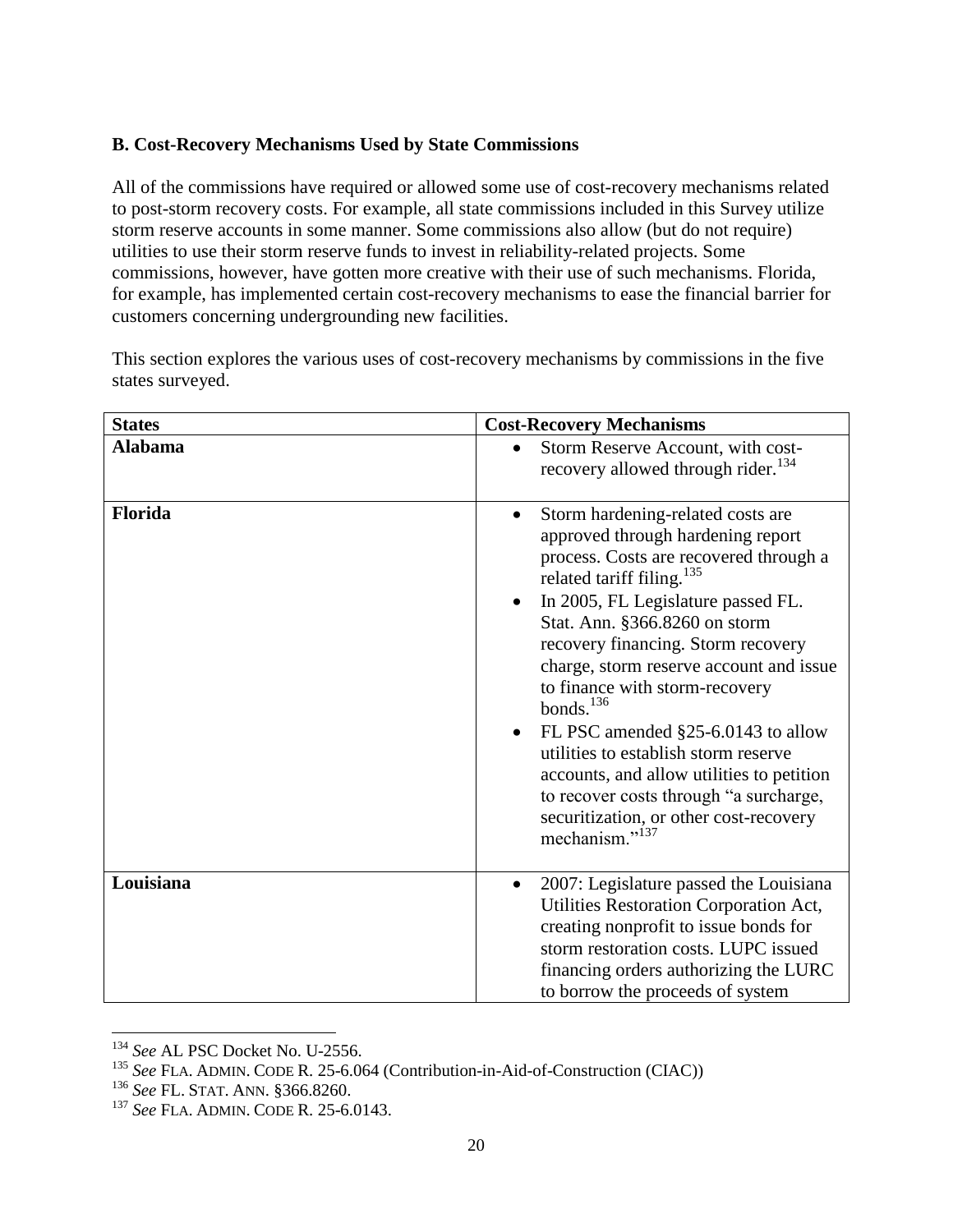### B. Cost-Recovery Mechanisms Used by State Commissions

All of the commissions have required or allowed some use of cost-recovery mechanisms related to post-storm recovery costs. For example, all state commissions included in this Survey utilize storm reserve accounts in some manner. Some commissions also allow (but do not require) utilities to use their storm reserve funds to invest in reliability-related projects. Some commissions, however, have gotten more creative with their use of such mechanisms. Florida, for example, has implemented certain cost-recovery mechanisms to ease the financial barrier for customers concerning undergrounding new facilities.

This section explores the various uses of cost-recovery mechanisms by commissions in the five states surveyed.

| States | Cost-Recovery Mechanisms |
|---|---|
| **Alabama** | • Storm Reserve Account, with cost-recovery allowed through rider.[134] |
| **Florida** | • Storm hardening-related costs are approved through hardening report process. Costs are recovered through a related tariff filing.[135] <br> • In 2005, FL Legislature passed FL. Stat. Ann. §366.8260 on storm recovery financing. Storm recovery charge, storm reserve account and issue to finance with storm-recovery bonds.[136] <br> • FL PSC amended §25-6.0143 to allow utilities to establish storm reserve accounts, and allow utilities to petition to recover costs through "a surcharge, securitization, or other cost-recovery mechanism."[137] |
| **Louisiana** | • 2007: Legislature passed the Louisiana Utilities Restoration Corporation Act, creating nonprofit to issue bonds for storm restoration costs. LUPC issued financing orders authorizing the LURC to borrow the proceeds of system |

[134] *See* AL PSC Docket No. U-2556.

[135] *See* FLA. ADMIN. CODE R. 25-6.064 (Contribution-in-Aid-of-Construction (CIAC))

[136] *See* FL. STAT. ANN. §366.8260.

[137] *See* FLA. ADMIN. CODE R. 25-6.0143.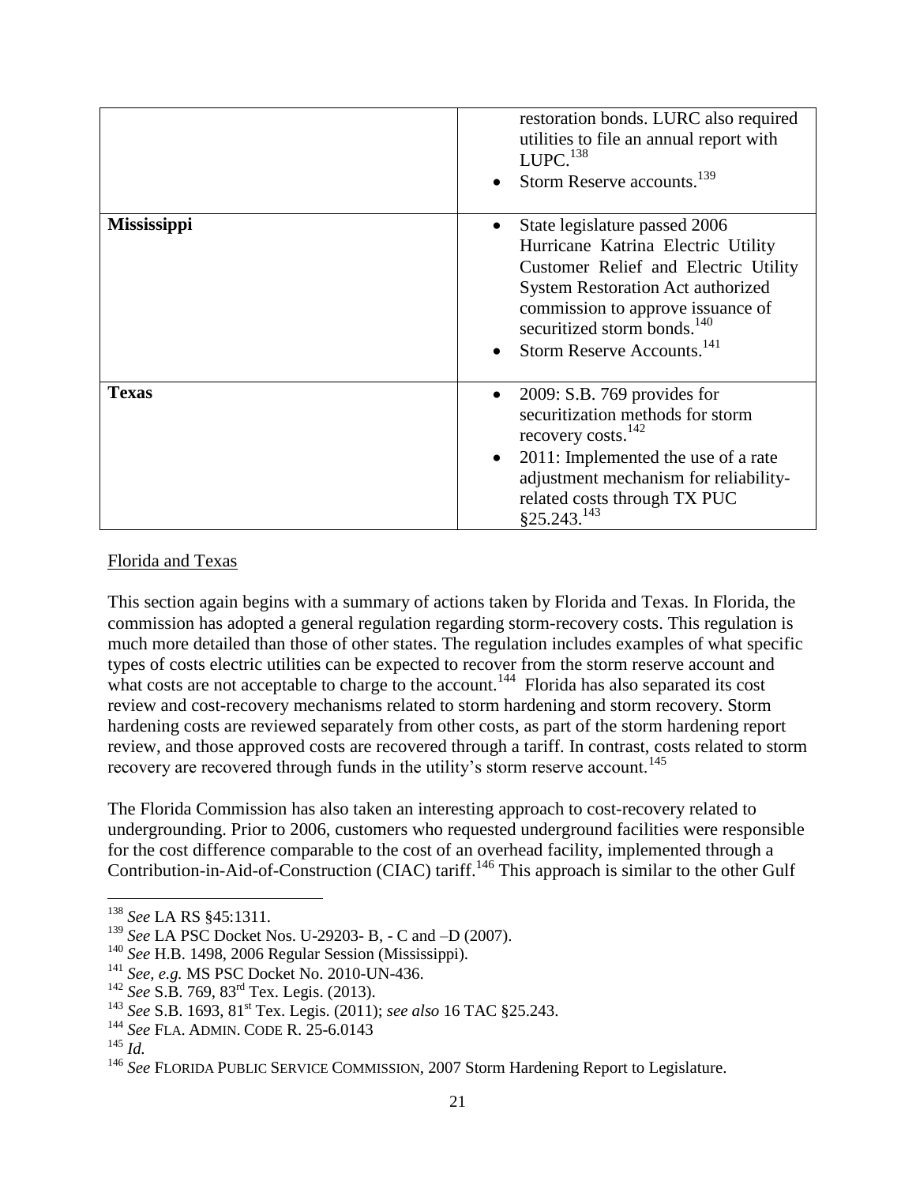| | |
|---|---|
| | • restoration bonds. LURC also required utilities to file an annual report with LUPC.[138]<br>• Storm Reserve accounts.[139] |
| **Mississippi** | • State legislature passed 2006 Hurricane Katrina Electric Utility Customer Relief and Electric Utility System Restoration Act authorized commission to approve issuance of securitized storm bonds.[140]<br>• Storm Reserve Accounts.[141] |
| **Texas** | • 2009: S.B. 769 provides for securitization methods for storm recovery costs.[142]<br>• 2011: Implemented the use of a rate adjustment mechanism for reliability-related costs through TX PUC §25.243.[143] |

Florida and Texas

This section again begins with a summary of actions taken by Florida and Texas. In Florida, the commission has adopted a general regulation regarding storm-recovery costs. This regulation is much more detailed than those of other states. The regulation includes examples of what specific types of costs electric utilities can be expected to recover from the storm reserve account and what costs are not acceptable to charge to the account.[144] Florida has also separated its cost review and cost-recovery mechanisms related to storm hardening and storm recovery. Storm hardening costs are reviewed separately from other costs, as part of the storm hardening report review, and those approved costs are recovered through a tariff. In contrast, costs related to storm recovery are recovered through funds in the utility's storm reserve account.[145]

The Florida Commission has also taken an interesting approach to cost-recovery related to undergrounding. Prior to 2006, customers who requested underground facilities were responsible for the cost difference comparable to the cost of an overhead facility, implemented through a Contribution-in-Aid-of-Construction (CIAC) tariff.[146] This approach is similar to the other Gulf

---

[138] *See* LA RS §45:1311.

[139] *See* LA PSC Docket Nos. U-29203- B, - C and –D (2007).

[140] *See* H.B. 1498, 2006 Regular Session (Mississippi).

[141] *See, e.g.* MS PSC Docket No. 2010-UN-436.

[142] *See* S.B. 769, 83rd Tex. Legis. (2013).

[143] *See* S.B. 1693, 81st Tex. Legis. (2011); *see also* 16 TAC §25.243.

[144] *See* FLA. ADMIN. CODE R. 25-6.0143

[145] *Id.*

[146] *See* FLORIDA PUBLIC SERVICE COMMISSION, 2007 Storm Hardening Report to Legislature.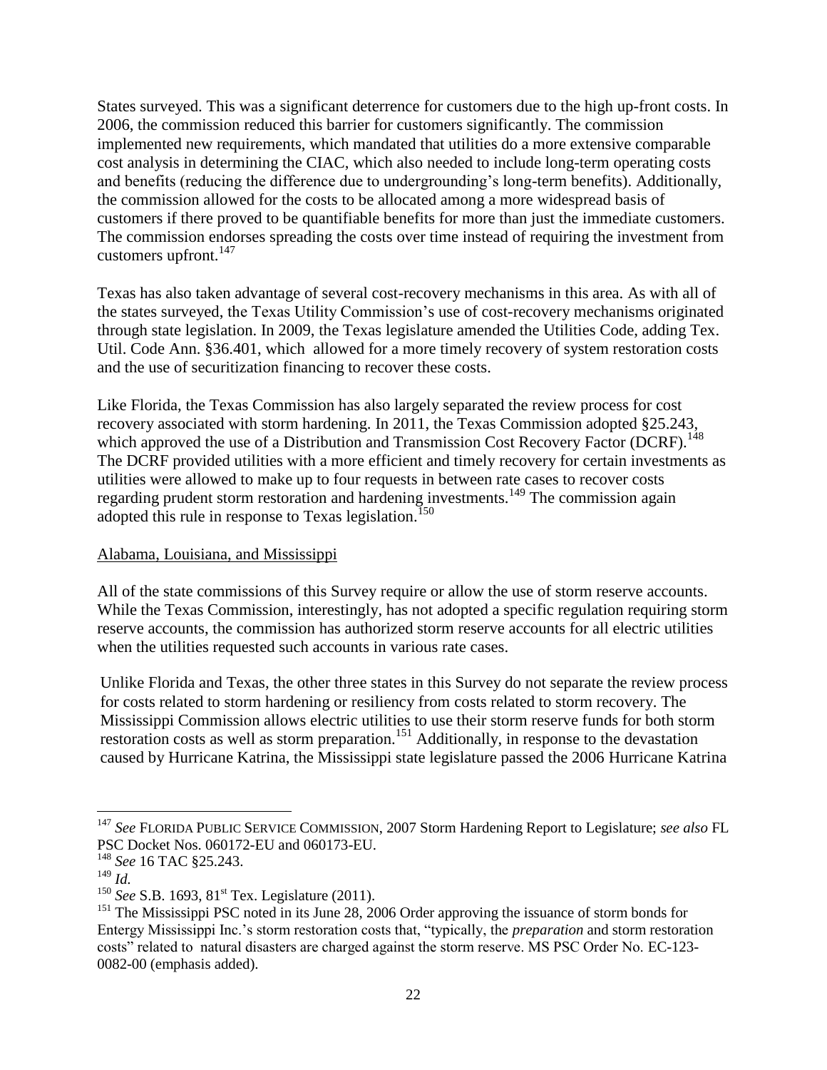States surveyed. This was a significant deterrence for customers due to the high up-front costs. In 2006, the commission reduced this barrier for customers significantly. The commission implemented new requirements, which mandated that utilities do a more extensive comparable cost analysis in determining the CIAC, which also needed to include long-term operating costs and benefits (reducing the difference due to undergrounding's long-term benefits). Additionally, the commission allowed for the costs to be allocated among a more widespread basis of customers if there proved to be quantifiable benefits for more than just the immediate customers. The commission endorses spreading the costs over time instead of requiring the investment from customers upfront.[147]

Texas has also taken advantage of several cost-recovery mechanisms in this area. As with all of the states surveyed, the Texas Utility Commission's use of cost-recovery mechanisms originated through state legislation. In 2009, the Texas legislature amended the Utilities Code, adding Tex. Util. Code Ann. §36.401, which allowed for a more timely recovery of system restoration costs and the use of securitization financing to recover these costs.

Like Florida, the Texas Commission has also largely separated the review process for cost recovery associated with storm hardening. In 2011, the Texas Commission adopted §25.243, which approved the use of a Distribution and Transmission Cost Recovery Factor (DCRF).[148] The DCRF provided utilities with a more efficient and timely recovery for certain investments as utilities were allowed to make up to four requests in between rate cases to recover costs regarding prudent storm restoration and hardening investments.[149] The commission again adopted this rule in response to Texas legislation.[150]

Alabama, Louisiana, and Mississippi

All of the state commissions of this Survey require or allow the use of storm reserve accounts. While the Texas Commission, interestingly, has not adopted a specific regulation requiring storm reserve accounts, the commission has authorized storm reserve accounts for all electric utilities when the utilities requested such accounts in various rate cases.

Unlike Florida and Texas, the other three states in this Survey do not separate the review process for costs related to storm hardening or resiliency from costs related to storm recovery. The Mississippi Commission allows electric utilities to use their storm reserve funds for both storm restoration costs as well as storm preparation.[151] Additionally, in response to the devastation caused by Hurricane Katrina, the Mississippi state legislature passed the 2006 Hurricane Katrina

---

[147] *See* FLORIDA PUBLIC SERVICE COMMISSION, 2007 Storm Hardening Report to Legislature; *see also* FL PSC Docket Nos. 060172-EU and 060173-EU.

[148] *See* 16 TAC §25.243.

[149] *Id.*

[150] *See* S.B. 1693, 81st Tex. Legislature (2011).

[151] The Mississippi PSC noted in its June 28, 2006 Order approving the issuance of storm bonds for Entergy Mississippi Inc.'s storm restoration costs that, "typically, the *preparation* and storm restoration costs" related to natural disasters are charged against the storm reserve. MS PSC Order No. EC-123-0082-00 (emphasis added).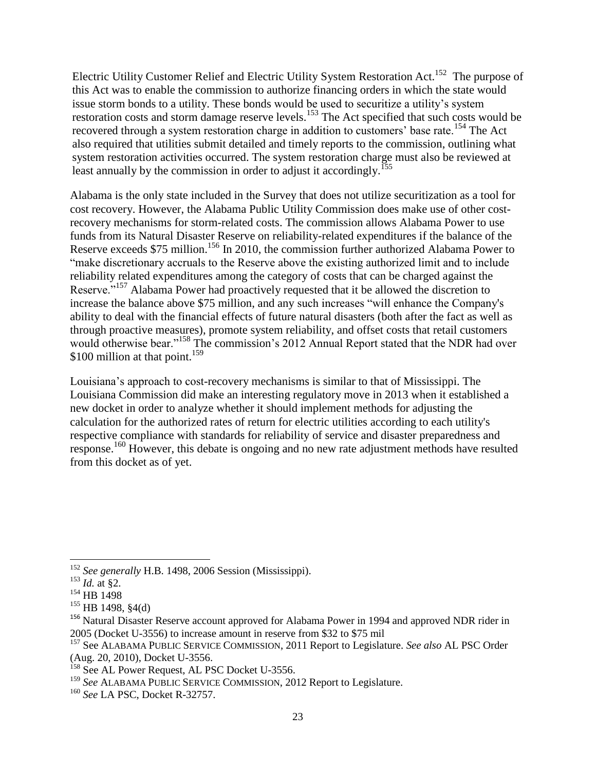Electric Utility Customer Relief and Electric Utility System Restoration Act.[152] The purpose of this Act was to enable the commission to authorize financing orders in which the state would issue storm bonds to a utility. These bonds would be used to securitize a utility's system restoration costs and storm damage reserve levels.[153] The Act specified that such costs would be recovered through a system restoration charge in addition to customers' base rate.[154] The Act also required that utilities submit detailed and timely reports to the commission, outlining what system restoration activities occurred. The system restoration charge must also be reviewed at least annually by the commission in order to adjust it accordingly.[155]

Alabama is the only state included in the Survey that does not utilize securitization as a tool for cost recovery. However, the Alabama Public Utility Commission does make use of other cost-recovery mechanisms for storm-related costs. The commission allows Alabama Power to use funds from its Natural Disaster Reserve on reliability-related expenditures if the balance of the Reserve exceeds $75 million.[156] In 2010, the commission further authorized Alabama Power to "make discretionary accruals to the Reserve above the existing authorized limit and to include reliability related expenditures among the category of costs that can be charged against the Reserve."[157] Alabama Power had proactively requested that it be allowed the discretion to increase the balance above $75 million, and any such increases "will enhance the Company's ability to deal with the financial effects of future natural disasters (both after the fact as well as through proactive measures), promote system reliability, and offset costs that retail customers would otherwise bear."[158] The commission's 2012 Annual Report stated that the NDR had over $100 million at that point.[159]

Louisiana's approach to cost-recovery mechanisms is similar to that of Mississippi. The Louisiana Commission did make an interesting regulatory move in 2013 when it established a new docket in order to analyze whether it should implement methods for adjusting the calculation for the authorized rates of return for electric utilities according to each utility's respective compliance with standards for reliability of service and disaster preparedness and response.[160] However, this debate is ongoing and no new rate adjustment methods have resulted from this docket as of yet.

---

[152] *See generally* H.B. 1498, 2006 Session (Mississippi).

[153] *Id.* at §2.

[154] HB 1498

[155] HB 1498, §4(d)

[156] Natural Disaster Reserve account approved for Alabama Power in 1994 and approved NDR rider in 2005 (Docket U-3556) to increase amount in reserve from $32 to $75 mil

[157] See ALABAMA PUBLIC SERVICE COMMISSION, 2011 Report to Legislature. *See also* AL PSC Order (Aug. 20, 2010), Docket U-3556.

[158] See AL Power Request, AL PSC Docket U-3556.

[159] *See* ALABAMA PUBLIC SERVICE COMMISSION, 2012 Report to Legislature.

[160] *See* LA PSC, Docket R-32757.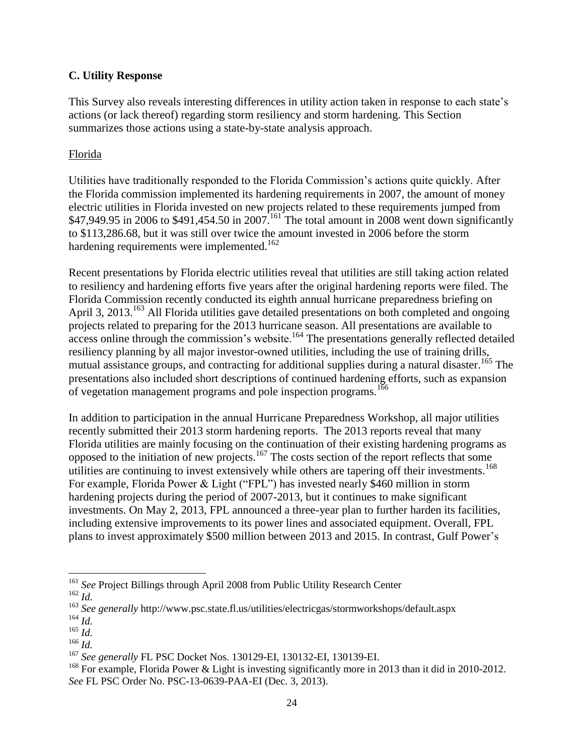### C. Utility Response

This Survey also reveals interesting differences in utility action taken in response to each state's actions (or lack thereof) regarding storm resiliency and storm hardening. This Section summarizes those actions using a state-by-state analysis approach.

Florida

Utilities have traditionally responded to the Florida Commission's actions quite quickly. After the Florida commission implemented its hardening requirements in 2007, the amount of money electric utilities in Florida invested on new projects related to these requirements jumped from \$47,949.95 in 2006 to \$491,454.50 in 2007.[161] The total amount in 2008 went down significantly to \$113,286.68, but it was still over twice the amount invested in 2006 before the storm hardening requirements were implemented.[162]

Recent presentations by Florida electric utilities reveal that utilities are still taking action related to resiliency and hardening efforts five years after the original hardening reports were filed. The Florida Commission recently conducted its eighth annual hurricane preparedness briefing on April 3, 2013.[163] All Florida utilities gave detailed presentations on both completed and ongoing projects related to preparing for the 2013 hurricane season. All presentations are available to access online through the commission's website.[164] The presentations generally reflected detailed resiliency planning by all major investor-owned utilities, including the use of training drills, mutual assistance groups, and contracting for additional supplies during a natural disaster.[165] The presentations also included short descriptions of continued hardening efforts, such as expansion of vegetation management programs and pole inspection programs.[166]

In addition to participation in the annual Hurricane Preparedness Workshop, all major utilities recently submitted their 2013 storm hardening reports. The 2013 reports reveal that many Florida utilities are mainly focusing on the continuation of their existing hardening programs as opposed to the initiation of new projects.[167] The costs section of the report reflects that some utilities are continuing to invest extensively while others are tapering off their investments.[168] For example, Florida Power & Light ("FPL") has invested nearly \$460 million in storm hardening projects during the period of 2007-2013, but it continues to make significant investments. On May 2, 2013, FPL announced a three-year plan to further harden its facilities, including extensive improvements to its power lines and associated equipment. Overall, FPL plans to invest approximately \$500 million between 2013 and 2015. In contrast, Gulf Power's

---

[161] *See* Project Billings through April 2008 from Public Utility Research Center

[162] *Id.*

[163] *See generally* http://www.psc.state.fl.us/utilities/electricgas/stormworkshops/default.aspx

[164] *Id.*

[165] *Id.*

[166] *Id.*

[167] *See generally* FL PSC Docket Nos. 130129-EI, 130132-EI, 130139-EI.

[168] For example, Florida Power & Light is investing significantly more in 2013 than it did in 2010-2012. *See* FL PSC Order No. PSC-13-0639-PAA-EI (Dec. 3, 2013).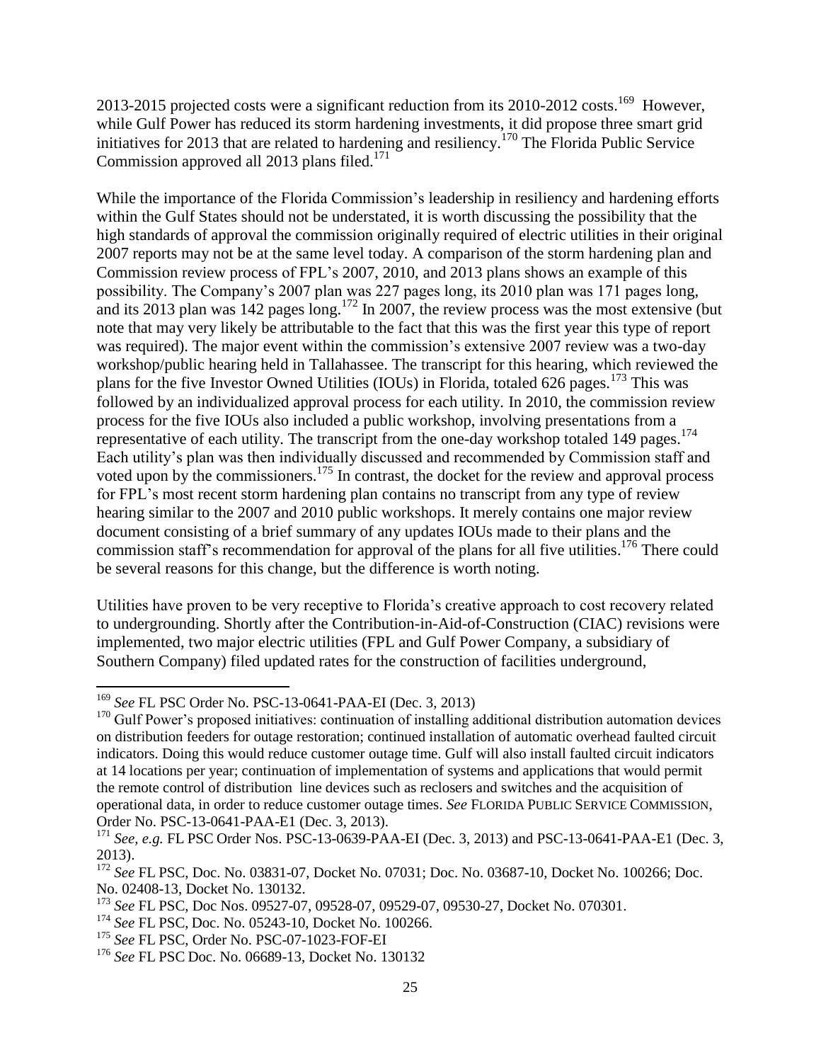2013-2015 projected costs were a significant reduction from its 2010-2012 costs.[169] However, while Gulf Power has reduced its storm hardening investments, it did propose three smart grid initiatives for 2013 that are related to hardening and resiliency.[170] The Florida Public Service Commission approved all 2013 plans filed.[171]

While the importance of the Florida Commission's leadership in resiliency and hardening efforts within the Gulf States should not be understated, it is worth discussing the possibility that the high standards of approval the commission originally required of electric utilities in their original 2007 reports may not be at the same level today. A comparison of the storm hardening plan and Commission review process of FPL's 2007, 2010, and 2013 plans shows an example of this possibility. The Company's 2007 plan was 227 pages long, its 2010 plan was 171 pages long, and its 2013 plan was 142 pages long.[172] In 2007, the review process was the most extensive (but note that may very likely be attributable to the fact that this was the first year this type of report was required). The major event within the commission's extensive 2007 review was a two-day workshop/public hearing held in Tallahassee. The transcript for this hearing, which reviewed the plans for the five Investor Owned Utilities (IOUs) in Florida, totaled 626 pages.[173] This was followed by an individualized approval process for each utility. In 2010, the commission review process for the five IOUs also included a public workshop, involving presentations from a representative of each utility. The transcript from the one-day workshop totaled 149 pages.[174] Each utility's plan was then individually discussed and recommended by Commission staff and voted upon by the commissioners.[175] In contrast, the docket for the review and approval process for FPL's most recent storm hardening plan contains no transcript from any type of review hearing similar to the 2007 and 2010 public workshops. It merely contains one major review document consisting of a brief summary of any updates IOUs made to their plans and the commission staff's recommendation for approval of the plans for all five utilities.[176] There could be several reasons for this change, but the difference is worth noting.

Utilities have proven to be very receptive to Florida's creative approach to cost recovery related to undergrounding. Shortly after the Contribution-in-Aid-of-Construction (CIAC) revisions were implemented, two major electric utilities (FPL and Gulf Power Company, a subsidiary of Southern Company) filed updated rates for the construction of facilities underground,

---

[169] *See* FL PSC Order No. PSC-13-0641-PAA-EI (Dec. 3, 2013)

[170] Gulf Power's proposed initiatives: continuation of installing additional distribution automation devices on distribution feeders for outage restoration; continued installation of automatic overhead faulted circuit indicators. Doing this would reduce customer outage time. Gulf will also install faulted circuit indicators at 14 locations per year; continuation of implementation of systems and applications that would permit the remote control of distribution line devices such as reclosers and switches and the acquisition of operational data, in order to reduce customer outage times. *See* FLORIDA PUBLIC SERVICE COMMISSION, Order No. PSC-13-0641-PAA-E1 (Dec. 3, 2013).

[171] *See, e.g.* FL PSC Order Nos. PSC-13-0639-PAA-EI (Dec. 3, 2013) and PSC-13-0641-PAA-E1 (Dec. 3, 2013).

[172] *See* FL PSC, Doc. No. 03831-07, Docket No. 07031; Doc. No. 03687-10, Docket No. 100266; Doc. No. 02408-13, Docket No. 130132.

[173] *See* FL PSC, Doc Nos. 09527-07, 09528-07, 09529-07, 09530-27, Docket No. 070301.

[174] *See* FL PSC, Doc. No. 05243-10, Docket No. 100266.

[175] *See* FL PSC, Order No. PSC-07-1023-FOF-EI

[176] *See* FL PSC Doc. No. 06689-13, Docket No. 130132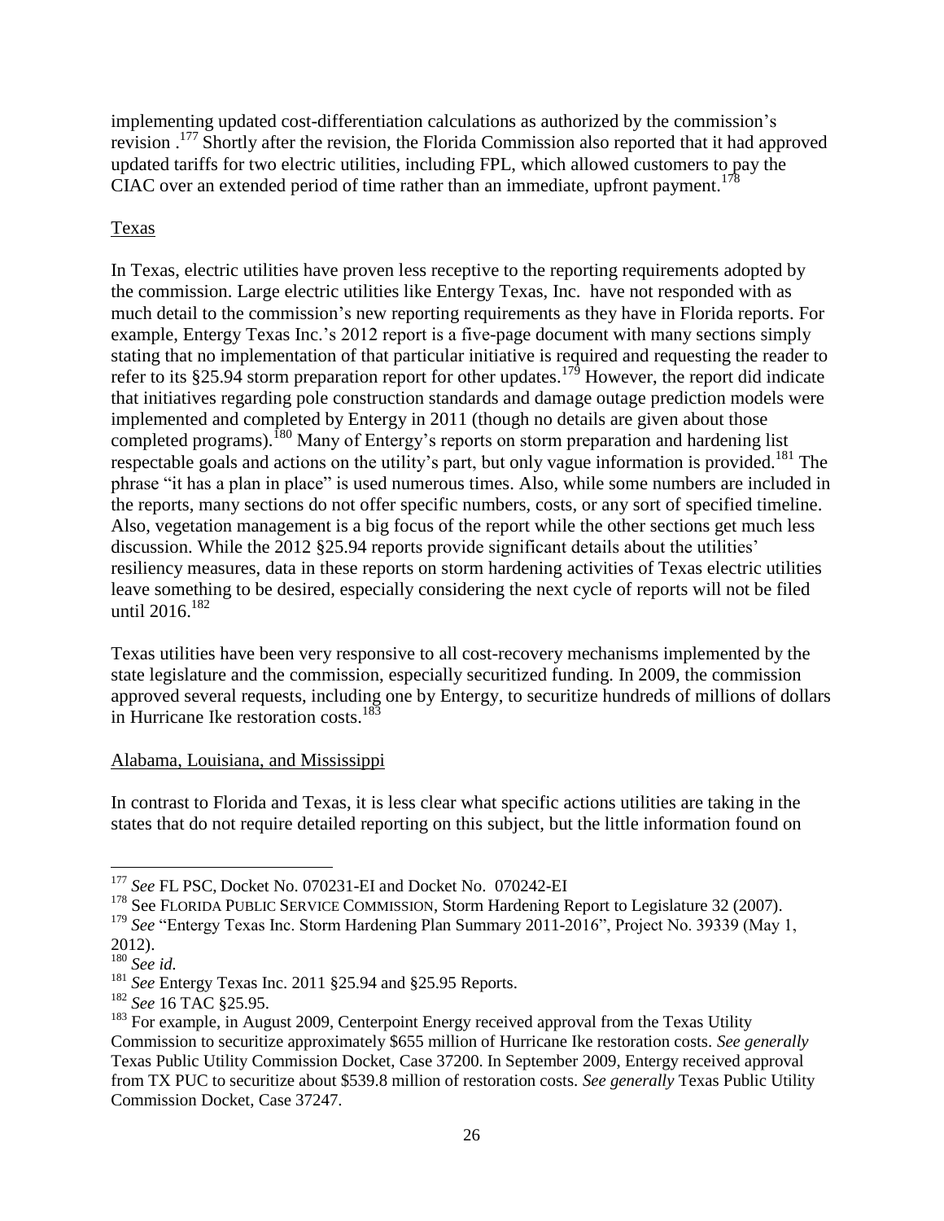implementing updated cost-differentiation calculations as authorized by the commission's revision .[177] Shortly after the revision, the Florida Commission also reported that it had approved updated tariffs for two electric utilities, including FPL, which allowed customers to pay the CIAC over an extended period of time rather than an immediate, upfront payment.[178]

Texas

In Texas, electric utilities have proven less receptive to the reporting requirements adopted by the commission. Large electric utilities like Entergy Texas, Inc.  have not responded with as much detail to the commission's new reporting requirements as they have in Florida reports. For example, Entergy Texas Inc.'s 2012 report is a five-page document with many sections simply stating that no implementation of that particular initiative is required and requesting the reader to refer to its §25.94 storm preparation report for other updates.[179] However, the report did indicate that initiatives regarding pole construction standards and damage outage prediction models were implemented and completed by Entergy in 2011 (though no details are given about those completed programs).[180] Many of Entergy's reports on storm preparation and hardening list respectable goals and actions on the utility's part, but only vague information is provided.[181] The phrase "it has a plan in place" is used numerous times. Also, while some numbers are included in the reports, many sections do not offer specific numbers, costs, or any sort of specified timeline. Also, vegetation management is a big focus of the report while the other sections get much less discussion. While the 2012 §25.94 reports provide significant details about the utilities' resiliency measures, data in these reports on storm hardening activities of Texas electric utilities leave something to be desired, especially considering the next cycle of reports will not be filed until 2016.[182]

Texas utilities have been very responsive to all cost-recovery mechanisms implemented by the state legislature and the commission, especially securitized funding. In 2009, the commission approved several requests, including one by Entergy, to securitize hundreds of millions of dollars in Hurricane Ike restoration costs.[183]

Alabama, Louisiana, and Mississippi

In contrast to Florida and Texas, it is less clear what specific actions utilities are taking in the states that do not require detailed reporting on this subject, but the little information found on

---

[177] *See* FL PSC, Docket No. 070231-EI and Docket No.  070242-EI

[178] See FLORIDA PUBLIC SERVICE COMMISSION, Storm Hardening Report to Legislature 32 (2007).

[179] *See* "Entergy Texas Inc. Storm Hardening Plan Summary 2011-2016", Project No. 39339 (May 1, 2012).

[180] *See id.*

[181] *See* Entergy Texas Inc. 2011 §25.94 and §25.95 Reports.

[182] *See* 16 TAC §25.95.

[183] For example, in August 2009, Centerpoint Energy received approval from the Texas Utility Commission to securitize approximately $655 million of Hurricane Ike restoration costs. *See generally* Texas Public Utility Commission Docket, Case 37200. In September 2009, Entergy received approval from TX PUC to securitize about $539.8 million of restoration costs. *See generally* Texas Public Utility Commission Docket, Case 37247.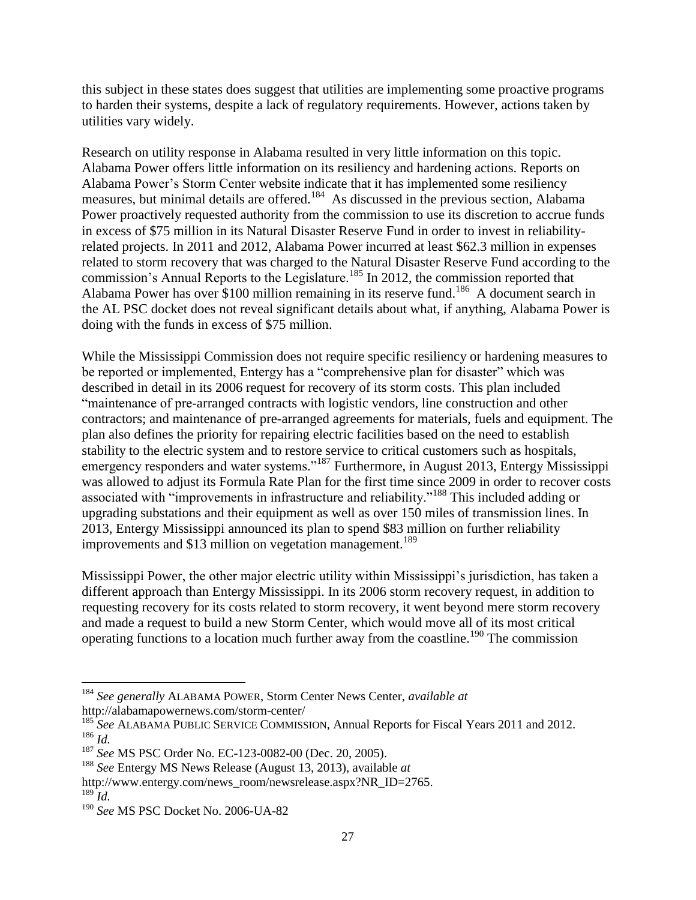this subject in these states does suggest that utilities are implementing some proactive programs to harden their systems, despite a lack of regulatory requirements. However, actions taken by utilities vary widely.

Research on utility response in Alabama resulted in very little information on this topic. Alabama Power offers little information on its resiliency and hardening actions. Reports on Alabama Power's Storm Center website indicate that it has implemented some resiliency measures, but minimal details are offered.[184] As discussed in the previous section, Alabama Power proactively requested authority from the commission to use its discretion to accrue funds in excess of $75 million in its Natural Disaster Reserve Fund in order to invest in reliability-related projects. In 2011 and 2012, Alabama Power incurred at least $62.3 million in expenses related to storm recovery that was charged to the Natural Disaster Reserve Fund according to the commission's Annual Reports to the Legislature.[185] In 2012, the commission reported that Alabama Power has over $100 million remaining in its reserve fund.[186] A document search in the AL PSC docket does not reveal significant details about what, if anything, Alabama Power is doing with the funds in excess of $75 million.

While the Mississippi Commission does not require specific resiliency or hardening measures to be reported or implemented, Entergy has a "comprehensive plan for disaster" which was described in detail in its 2006 request for recovery of its storm costs. This plan included "maintenance of pre-arranged contracts with logistic vendors, line construction and other contractors; and maintenance of pre-arranged agreements for materials, fuels and equipment. The plan also defines the priority for repairing electric facilities based on the need to establish stability to the electric system and to restore service to critical customers such as hospitals, emergency responders and water systems."[187] Furthermore, in August 2013, Entergy Mississippi was allowed to adjust its Formula Rate Plan for the first time since 2009 in order to recover costs associated with "improvements in infrastructure and reliability."[188] This included adding or upgrading substations and their equipment as well as over 150 miles of transmission lines. In 2013, Entergy Mississippi announced its plan to spend $83 million on further reliability improvements and $13 million on vegetation management.[189]

Mississippi Power, the other major electric utility within Mississippi's jurisdiction, has taken a different approach than Entergy Mississippi. In its 2006 storm recovery request, in addition to requesting recovery for its costs related to storm recovery, it went beyond mere storm recovery and made a request to build a new Storm Center, which would move all of its most critical operating functions to a location much further away from the coastline.[190] The commission

---

[184] *See generally* ALABAMA POWER, Storm Center News Center, *available at* http://alabamapowernews.com/storm-center/

[185] *See* ALABAMA PUBLIC SERVICE COMMISSION, Annual Reports for Fiscal Years 2011 and 2012.

[186] *Id.*

[187] *See* MS PSC Order No. EC-123-0082-00 (Dec. 20, 2005).

[188] *See* Entergy MS News Release (August 13, 2013), available *at* http://www.entergy.com/news_room/newsrelease.aspx?NR_ID=2765.

[189] *Id.*

[190] *See* MS PSC Docket No. 2006-UA-82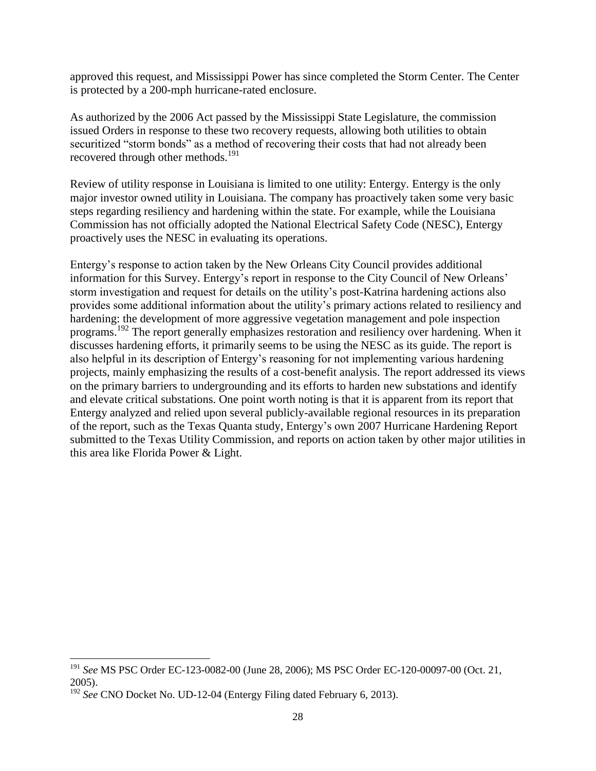approved this request, and Mississippi Power has since completed the Storm Center. The Center is protected by a 200-mph hurricane-rated enclosure.

As authorized by the 2006 Act passed by the Mississippi State Legislature, the commission issued Orders in response to these two recovery requests, allowing both utilities to obtain securitized "storm bonds" as a method of recovering their costs that had not already been recovered through other methods.[191]

Review of utility response in Louisiana is limited to one utility: Entergy. Entergy is the only major investor owned utility in Louisiana. The company has proactively taken some very basic steps regarding resiliency and hardening within the state. For example, while the Louisiana Commission has not officially adopted the National Electrical Safety Code (NESC), Entergy proactively uses the NESC in evaluating its operations.

Entergy's response to action taken by the New Orleans City Council provides additional information for this Survey. Entergy's report in response to the City Council of New Orleans' storm investigation and request for details on the utility's post-Katrina hardening actions also provides some additional information about the utility's primary actions related to resiliency and hardening: the development of more aggressive vegetation management and pole inspection programs.[192] The report generally emphasizes restoration and resiliency over hardening. When it discusses hardening efforts, it primarily seems to be using the NESC as its guide. The report is also helpful in its description of Entergy's reasoning for not implementing various hardening projects, mainly emphasizing the results of a cost-benefit analysis. The report addressed its views on the primary barriers to undergrounding and its efforts to harden new substations and identify and elevate critical substations. One point worth noting is that it is apparent from its report that Entergy analyzed and relied upon several publicly-available regional resources in its preparation of the report, such as the Texas Quanta study, Entergy's own 2007 Hurricane Hardening Report submitted to the Texas Utility Commission, and reports on action taken by other major utilities in this area like Florida Power & Light.

---

[191] *See* MS PSC Order EC-123-0082-00 (June 28, 2006); MS PSC Order EC-120-00097-00 (Oct. 21, 2005).

[192] *See* CNO Docket No. UD-12-04 (Entergy Filing dated February 6, 2013).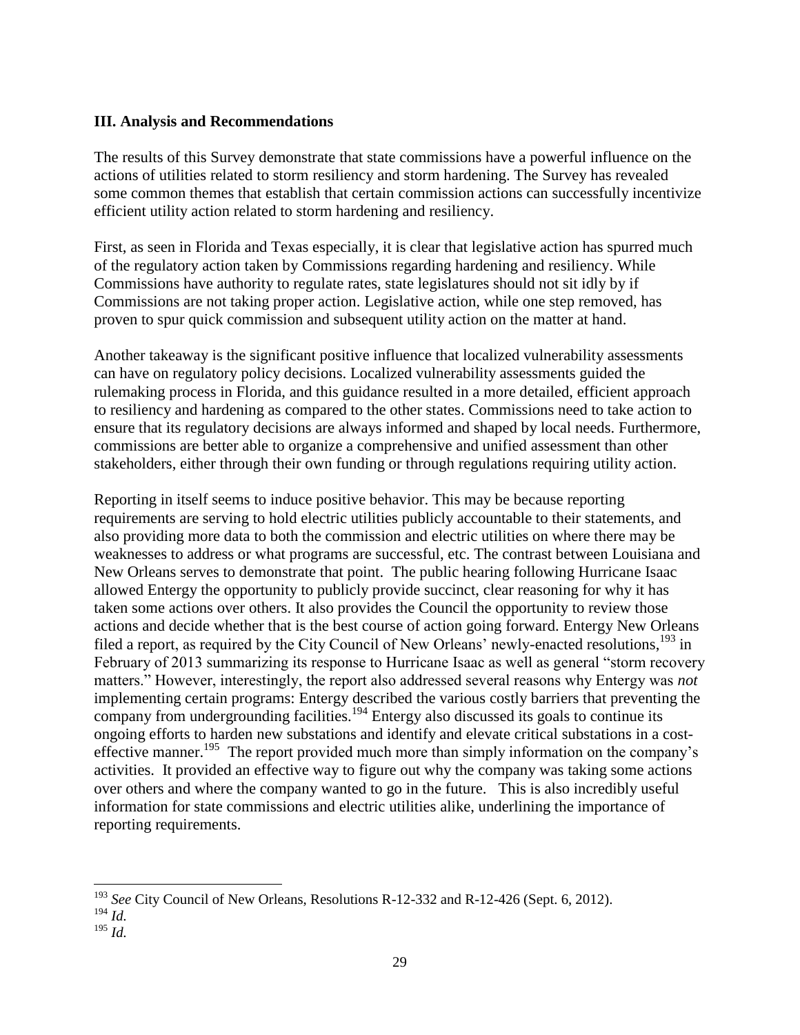### III. Analysis and Recommendations

The results of this Survey demonstrate that state commissions have a powerful influence on the actions of utilities related to storm resiliency and storm hardening. The Survey has revealed some common themes that establish that certain commission actions can successfully incentivize efficient utility action related to storm hardening and resiliency.

First, as seen in Florida and Texas especially, it is clear that legislative action has spurred much of the regulatory action taken by Commissions regarding hardening and resiliency. While Commissions have authority to regulate rates, state legislatures should not sit idly by if Commissions are not taking proper action. Legislative action, while one step removed, has proven to spur quick commission and subsequent utility action on the matter at hand.

Another takeaway is the significant positive influence that localized vulnerability assessments can have on regulatory policy decisions. Localized vulnerability assessments guided the rulemaking process in Florida, and this guidance resulted in a more detailed, efficient approach to resiliency and hardening as compared to the other states. Commissions need to take action to ensure that its regulatory decisions are always informed and shaped by local needs. Furthermore, commissions are better able to organize a comprehensive and unified assessment than other stakeholders, either through their own funding or through regulations requiring utility action.

Reporting in itself seems to induce positive behavior. This may be because reporting requirements are serving to hold electric utilities publicly accountable to their statements, and also providing more data to both the commission and electric utilities on where there may be weaknesses to address or what programs are successful, etc. The contrast between Louisiana and New Orleans serves to demonstrate that point. The public hearing following Hurricane Isaac allowed Entergy the opportunity to publicly provide succinct, clear reasoning for why it has taken some actions over others. It also provides the Council the opportunity to review those actions and decide whether that is the best course of action going forward. Entergy New Orleans filed a report, as required by the City Council of New Orleans' newly-enacted resolutions,[193] in February of 2013 summarizing its response to Hurricane Isaac as well as general "storm recovery matters." However, interestingly, the report also addressed several reasons why Entergy was *not* implementing certain programs: Entergy described the various costly barriers that preventing the company from undergrounding facilities.[194] Entergy also discussed its goals to continue its ongoing efforts to harden new substations and identify and elevate critical substations in a cost-effective manner.[195] The report provided much more than simply information on the company's activities. It provided an effective way to figure out why the company was taking some actions over others and where the company wanted to go in the future. This is also incredibly useful information for state commissions and electric utilities alike, underlining the importance of reporting requirements.

---

[193] *See* City Council of New Orleans, Resolutions R-12-332 and R-12-426 (Sept. 6, 2012).

[194] *Id.*

[195] *Id.*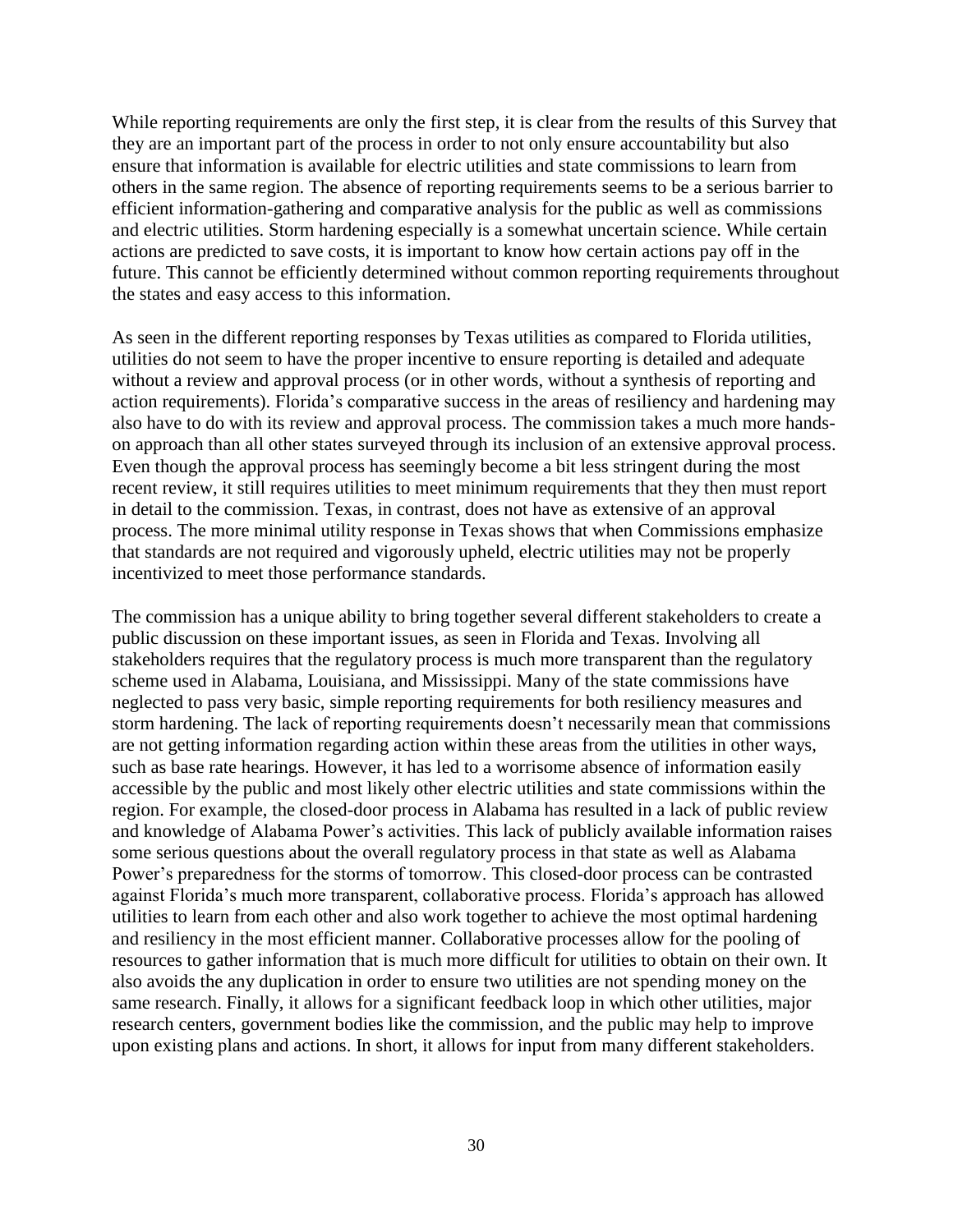While reporting requirements are only the first step, it is clear from the results of this Survey that they are an important part of the process in order to not only ensure accountability but also ensure that information is available for electric utilities and state commissions to learn from others in the same region. The absence of reporting requirements seems to be a serious barrier to efficient information-gathering and comparative analysis for the public as well as commissions and electric utilities. Storm hardening especially is a somewhat uncertain science. While certain actions are predicted to save costs, it is important to know how certain actions pay off in the future. This cannot be efficiently determined without common reporting requirements throughout the states and easy access to this information.

As seen in the different reporting responses by Texas utilities as compared to Florida utilities, utilities do not seem to have the proper incentive to ensure reporting is detailed and adequate without a review and approval process (or in other words, without a synthesis of reporting and action requirements). Florida's comparative success in the areas of resiliency and hardening may also have to do with its review and approval process. The commission takes a much more hands-on approach than all other states surveyed through its inclusion of an extensive approval process. Even though the approval process has seemingly become a bit less stringent during the most recent review, it still requires utilities to meet minimum requirements that they then must report in detail to the commission. Texas, in contrast, does not have as extensive of an approval process. The more minimal utility response in Texas shows that when Commissions emphasize that standards are not required and vigorously upheld, electric utilities may not be properly incentivized to meet those performance standards.

The commission has a unique ability to bring together several different stakeholders to create a public discussion on these important issues, as seen in Florida and Texas. Involving all stakeholders requires that the regulatory process is much more transparent than the regulatory scheme used in Alabama, Louisiana, and Mississippi. Many of the state commissions have neglected to pass very basic, simple reporting requirements for both resiliency measures and storm hardening. The lack of reporting requirements doesn't necessarily mean that commissions are not getting information regarding action within these areas from the utilities in other ways, such as base rate hearings. However, it has led to a worrisome absence of information easily accessible by the public and most likely other electric utilities and state commissions within the region. For example, the closed-door process in Alabama has resulted in a lack of public review and knowledge of Alabama Power's activities. This lack of publicly available information raises some serious questions about the overall regulatory process in that state as well as Alabama Power's preparedness for the storms of tomorrow. This closed-door process can be contrasted against Florida's much more transparent, collaborative process. Florida's approach has allowed utilities to learn from each other and also work together to achieve the most optimal hardening and resiliency in the most efficient manner. Collaborative processes allow for the pooling of resources to gather information that is much more difficult for utilities to obtain on their own. It also avoids the any duplication in order to ensure two utilities are not spending money on the same research. Finally, it allows for a significant feedback loop in which other utilities, major research centers, government bodies like the commission, and the public may help to improve upon existing plans and actions. In short, it allows for input from many different stakeholders.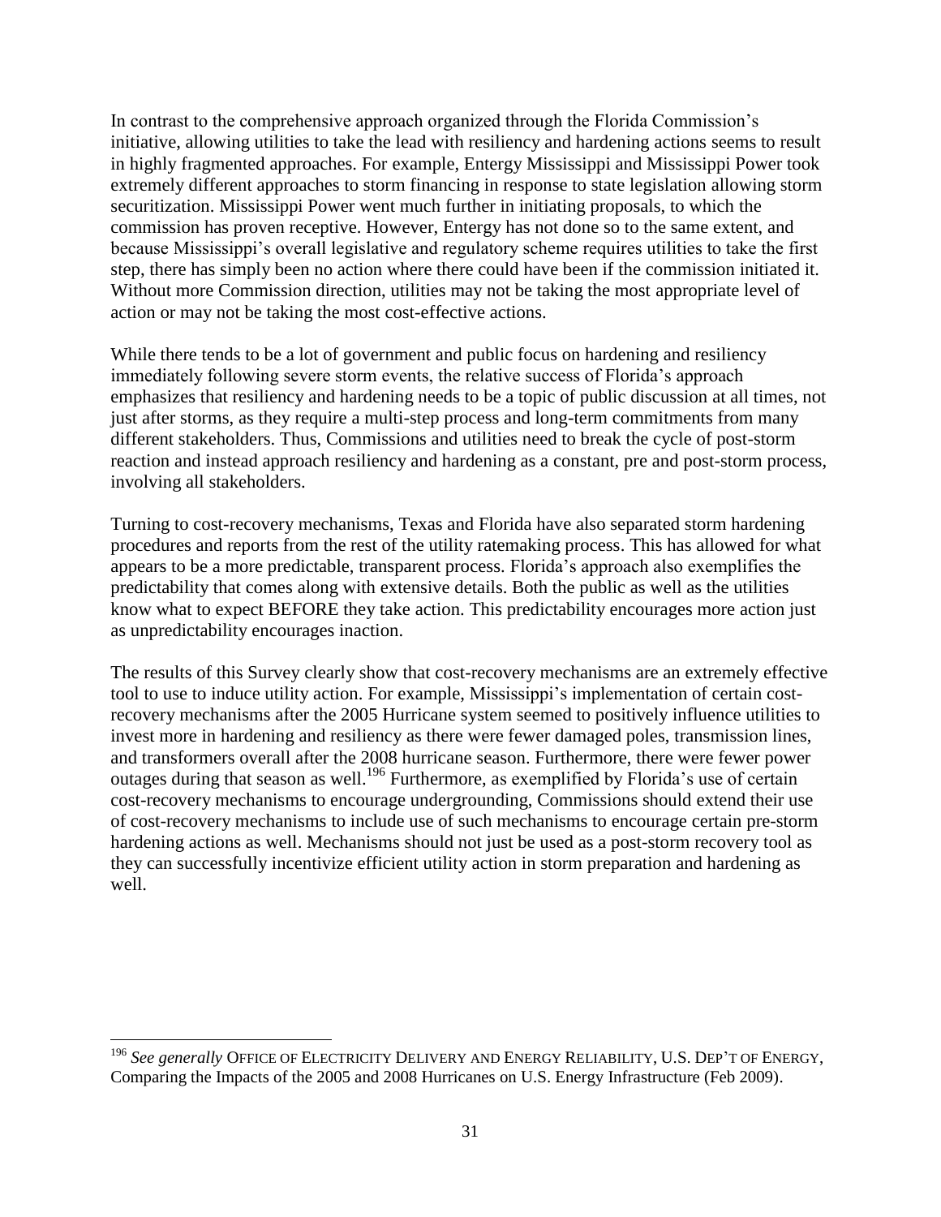In contrast to the comprehensive approach organized through the Florida Commission's initiative, allowing utilities to take the lead with resiliency and hardening actions seems to result in highly fragmented approaches. For example, Entergy Mississippi and Mississippi Power took extremely different approaches to storm financing in response to state legislation allowing storm securitization. Mississippi Power went much further in initiating proposals, to which the commission has proven receptive. However, Entergy has not done so to the same extent, and because Mississippi's overall legislative and regulatory scheme requires utilities to take the first step, there has simply been no action where there could have been if the commission initiated it. Without more Commission direction, utilities may not be taking the most appropriate level of action or may not be taking the most cost-effective actions.

While there tends to be a lot of government and public focus on hardening and resiliency immediately following severe storm events, the relative success of Florida's approach emphasizes that resiliency and hardening needs to be a topic of public discussion at all times, not just after storms, as they require a multi-step process and long-term commitments from many different stakeholders. Thus, Commissions and utilities need to break the cycle of post-storm reaction and instead approach resiliency and hardening as a constant, pre and post-storm process, involving all stakeholders.

Turning to cost-recovery mechanisms, Texas and Florida have also separated storm hardening procedures and reports from the rest of the utility ratemaking process. This has allowed for what appears to be a more predictable, transparent process. Florida's approach also exemplifies the predictability that comes along with extensive details. Both the public as well as the utilities know what to expect BEFORE they take action. This predictability encourages more action just as unpredictability encourages inaction.

The results of this Survey clearly show that cost-recovery mechanisms are an extremely effective tool to use to induce utility action. For example, Mississippi's implementation of certain cost-recovery mechanisms after the 2005 Hurricane system seemed to positively influence utilities to invest more in hardening and resiliency as there were fewer damaged poles, transmission lines, and transformers overall after the 2008 hurricane season. Furthermore, there were fewer power outages during that season as well.[196] Furthermore, as exemplified by Florida's use of certain cost-recovery mechanisms to encourage undergrounding, Commissions should extend their use of cost-recovery mechanisms to include use of such mechanisms to encourage certain pre-storm hardening actions as well. Mechanisms should not just be used as a post-storm recovery tool as they can successfully incentivize efficient utility action in storm preparation and hardening as well.

---

[196] *See generally* OFFICE OF ELECTRICITY DELIVERY AND ENERGY RELIABILITY, U.S. DEP'T OF ENERGY, Comparing the Impacts of the 2005 and 2008 Hurricanes on U.S. Energy Infrastructure (Feb 2009).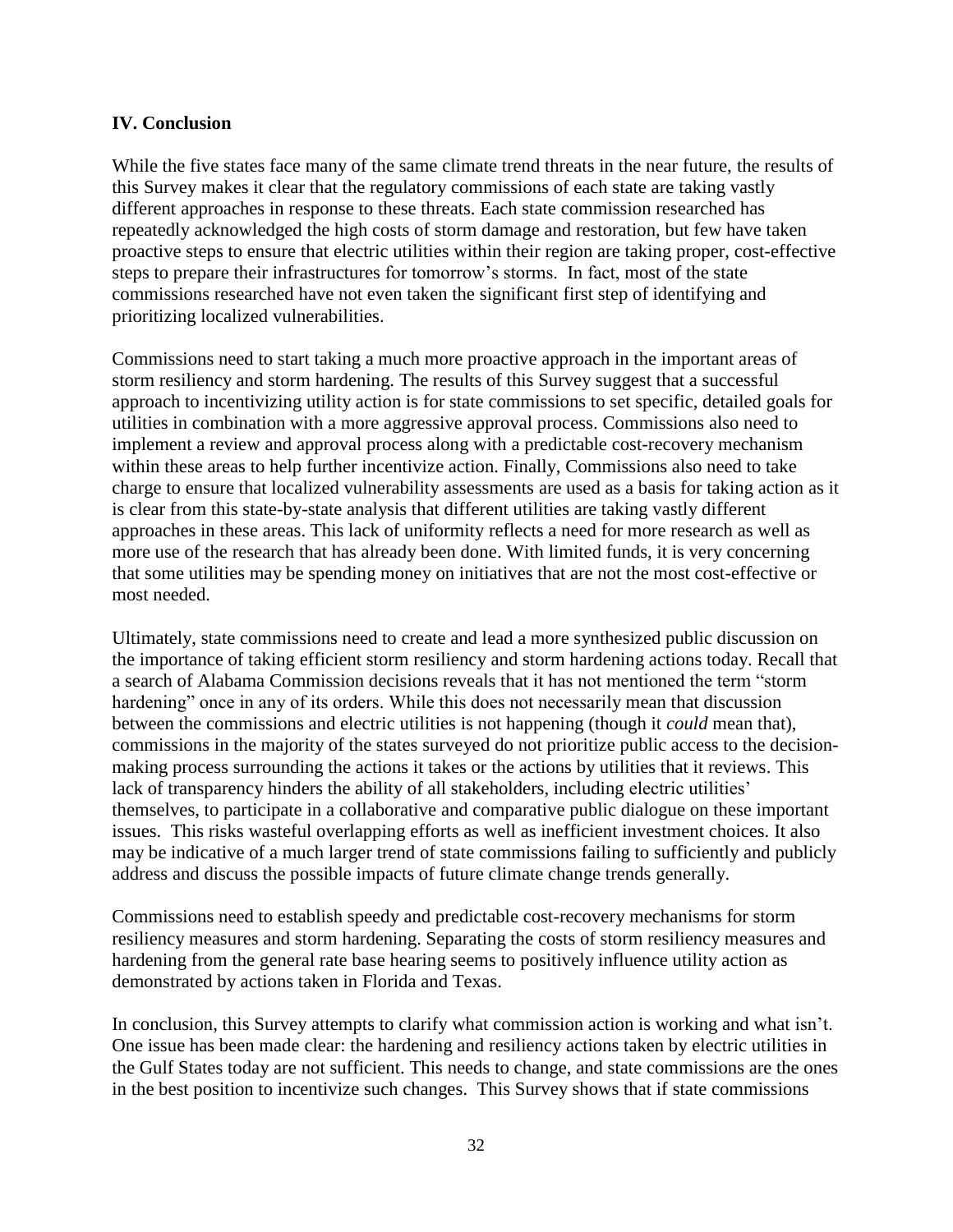### IV. Conclusion

While the five states face many of the same climate trend threats in the near future, the results of this Survey makes it clear that the regulatory commissions of each state are taking vastly different approaches in response to these threats. Each state commission researched has repeatedly acknowledged the high costs of storm damage and restoration, but few have taken proactive steps to ensure that electric utilities within their region are taking proper, cost-effective steps to prepare their infrastructures for tomorrow's storms. In fact, most of the state commissions researched have not even taken the significant first step of identifying and prioritizing localized vulnerabilities.

Commissions need to start taking a much more proactive approach in the important areas of storm resiliency and storm hardening. The results of this Survey suggest that a successful approach to incentivizing utility action is for state commissions to set specific, detailed goals for utilities in combination with a more aggressive approval process. Commissions also need to implement a review and approval process along with a predictable cost-recovery mechanism within these areas to help further incentivize action. Finally, Commissions also need to take charge to ensure that localized vulnerability assessments are used as a basis for taking action as it is clear from this state-by-state analysis that different utilities are taking vastly different approaches in these areas. This lack of uniformity reflects a need for more research as well as more use of the research that has already been done. With limited funds, it is very concerning that some utilities may be spending money on initiatives that are not the most cost-effective or most needed.

Ultimately, state commissions need to create and lead a more synthesized public discussion on the importance of taking efficient storm resiliency and storm hardening actions today. Recall that a search of Alabama Commission decisions reveals that it has not mentioned the term "storm hardening" once in any of its orders. While this does not necessarily mean that discussion between the commissions and electric utilities is not happening (though it *could* mean that), commissions in the majority of the states surveyed do not prioritize public access to the decision-making process surrounding the actions it takes or the actions by utilities that it reviews. This lack of transparency hinders the ability of all stakeholders, including electric utilities' themselves, to participate in a collaborative and comparative public dialogue on these important issues. This risks wasteful overlapping efforts as well as inefficient investment choices. It also may be indicative of a much larger trend of state commissions failing to sufficiently and publicly address and discuss the possible impacts of future climate change trends generally.

Commissions need to establish speedy and predictable cost-recovery mechanisms for storm resiliency measures and storm hardening. Separating the costs of storm resiliency measures and hardening from the general rate base hearing seems to positively influence utility action as demonstrated by actions taken in Florida and Texas.

In conclusion, this Survey attempts to clarify what commission action is working and what isn't. One issue has been made clear: the hardening and resiliency actions taken by electric utilities in the Gulf States today are not sufficient. This needs to change, and state commissions are the ones in the best position to incentivize such changes. This Survey shows that if state commissions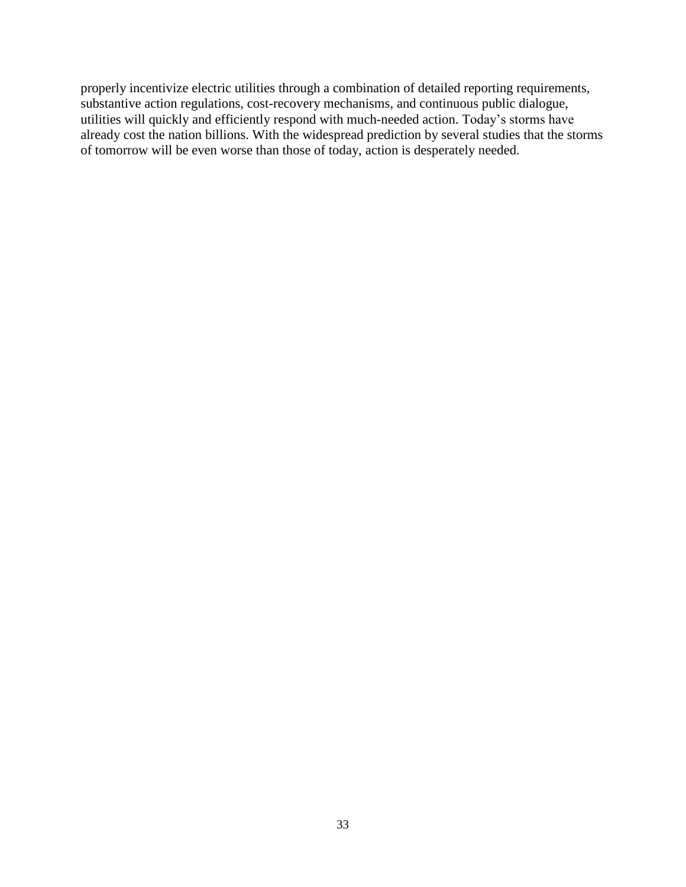properly incentivize electric utilities through a combination of detailed reporting requirements, substantive action regulations, cost-recovery mechanisms, and continuous public dialogue, utilities will quickly and efficiently respond with much-needed action. Today's storms have already cost the nation billions. With the widespread prediction by several studies that the storms of tomorrow will be even worse than those of today, action is desperately needed.